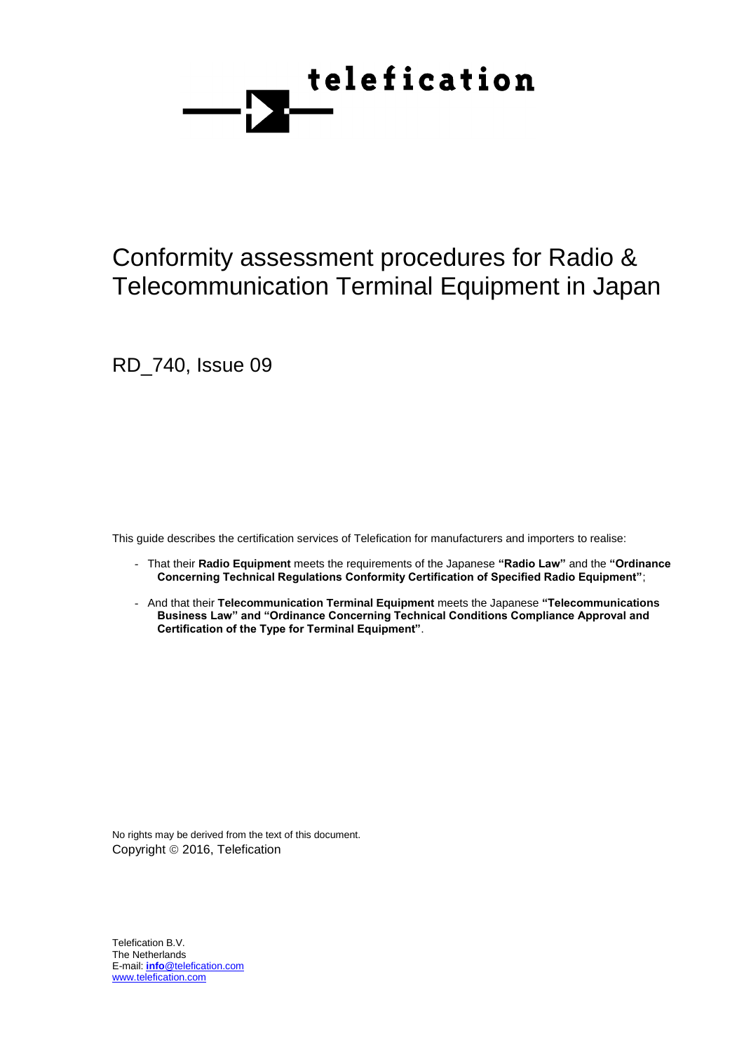telefication

# Conformity assessment procedures for Radio & Telecommunication Terminal Equipment in Japan

RD_740, Issue 09

This guide describes the certification services of Telefication for manufacturers and importers to realise:

- That their **Radio Equipment** meets the requirements of the Japanese **"Radio Law"** and the **"Ordinance Concerning Technical Regulations Conformity Certification of Specified Radio Equipment"**;
- And that their **Telecommunication Terminal Equipment** meets the Japanese **"Telecommunications Business Law" and "Ordinance Concerning Technical Conditions Compliance Approval and Certification of the Type for Terminal Equipment"**.

No rights may be derived from the text of this document.
Copyright © 2016, Telefication

Telefication B.V.
The Netherlands
E-mail: **info**@telefication.com
www.telefication.com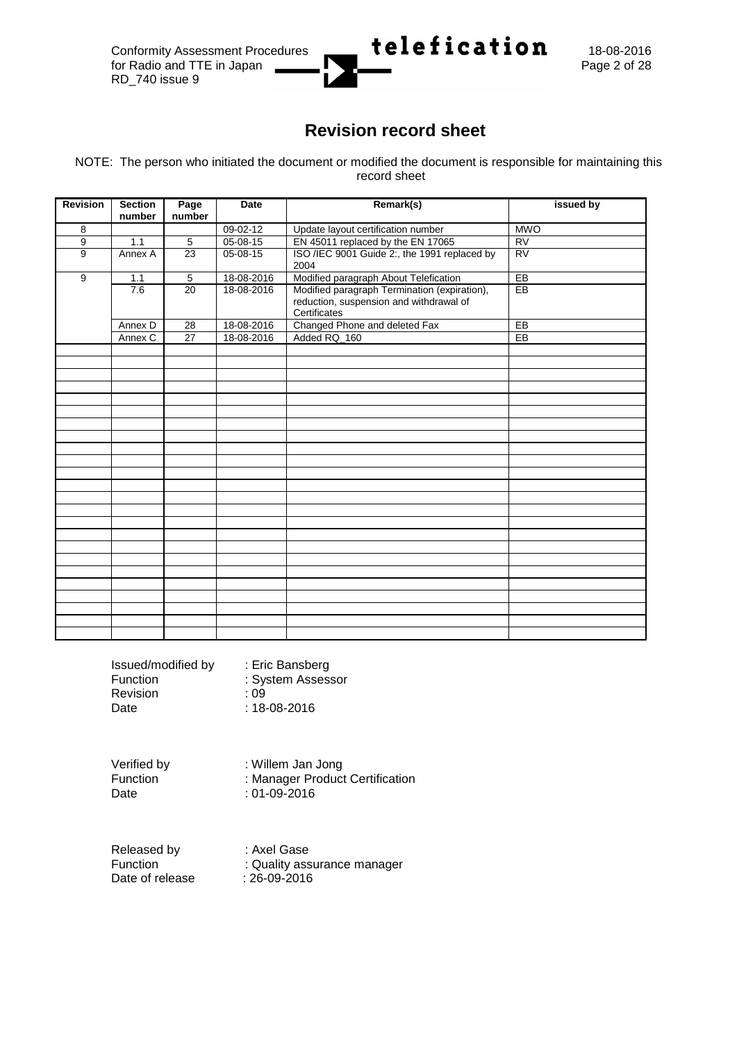# Revision record sheet

NOTE: The person who initiated the document or modified the document is responsible for maintaining this record sheet

| Revision | Section number | Page number | Date | Remark(s) | issued by |
|---|---|---|---|---|---|
| 8 | | | 09-02-12 | Update layout certification number | MWO |
| 9 | 1.1 | 5 | 05-08-15 | EN 45011 replaced by the EN 17065 | RV |
| 9 | Annex A | 23 | 05-08-15 | ISO /IEC 9001 Guide 2:, the 1991 replaced by 2004 | RV |
| 9 | 1.1 | 5 | 18-08-2016 | Modified paragraph About Telefication | EB |
| | 7.6 | 20 | 18-08-2016 | Modified paragraph Termination (expiration), reduction, suspension and withdrawal of Certificates | EB |
| | Annex D | 28 | 18-08-2016 | Changed Phone and deleted Fax | EB |
| | Annex C | 27 | 18-08-2016 | Added RQ_160 | EB |
| | | | | | |
| | | | | | |
| | | | | | |
| | | | | | |
| | | | | | |
| | | | | | |
| | | | | | |
| | | | | | |
| | | | | | |
| | | | | | |
| | | | | | |
| | | | | | |
| | | | | | |
| | | | | | |
| | | | | | |
| | | | | | |
| | | | | | |
| | | | | | |
| | | | | | |
| | | | | | |
| | | | | | |
| | | | | | |
| | | | | | |

Issued/modified by : Eric Bansberg
Function : System Assessor
Revision : 09
Date : 18-08-2016

Verified by : Willem Jan Jong
Function : Manager Product Certification
Date : 01-09-2016

Released by : Axel Gase
Function : Quality assurance manager
Date of release : 26-09-2016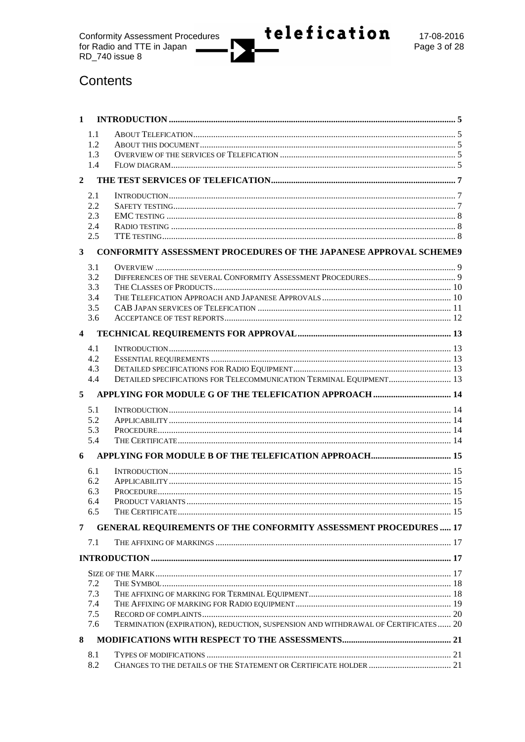# Contents

**1 INTRODUCTION** ... 5

- 1.1 About Telefication ... 5
- 1.2 About this document ... 5
- 1.3 Overview of the services of Telefication ... 5
- 1.4 Flow diagram ... 5

**2 THE TEST SERVICES OF TELEFICATION** ... 7

- 2.1 Introduction ... 7
- 2.2 Safety testing ... 7
- 2.3 EMC testing ... 8
- 2.4 Radio testing ... 8
- 2.5 TTE testing ... 8

**3 CONFORMITY ASSESSMENT PROCEDURES OF THE JAPANESE APPROVAL SCHEME** 9

- 3.1 Overview ... 9
- 3.2 Differences of the several Conformity Assessment Procedures ... 9
- 3.3 The Classes of Products ... 10
- 3.4 The Telefication Approach and Japanese Approvals ... 10
- 3.5 CAB Japan services of Telefication ... 11
- 3.6 Acceptance of test reports ... 12

**4 TECHNICAL REQUIREMENTS FOR APPROVAL** ... 13

- 4.1 Introduction ... 13
- 4.2 Essential requirements ... 13
- 4.3 Detailed specifications for Radio Equipment ... 13
- 4.4 Detailed specifications for Telecommunication Terminal Equipment ... 13

**5 APPLYING FOR MODULE G OF THE TELEFICATION APPROACH** ... 14

- 5.1 Introduction ... 14
- 5.2 Applicability ... 14
- 5.3 Procedure ... 14
- 5.4 The Certificate ... 14

**6 APPLYING FOR MODULE B OF THE TELEFICATION APPROACH** ... 15

- 6.1 Introduction ... 15
- 6.2 Applicability ... 15
- 6.3 Procedure ... 15
- 6.4 Product variants ... 15
- 6.5 The Certificate ... 15

**7 GENERAL REQUIREMENTS OF THE CONFORMITY ASSESSMENT PROCEDURES** ... 17

- 7.1 The affixing of markings ... 17

**INTRODUCTION** ... 17

- Size of the Mark ... 17
- 7.2 The Symbol ... 18
- 7.3 The affixing of marking for Terminal Equipment ... 18
- 7.4 The Affixing of marking for Radio equipment ... 19
- 7.5 Record of complaints ... 20
- 7.6 Termination (expiration), reduction, suspension and withdrawal of Certificates ... 20

**8 MODIFICATIONS WITH RESPECT TO THE ASSESSMENTS** ... 21

- 8.1 Types of modifications ... 21
- 8.2 Changes to the details of the Statement or Certificate holder ... 21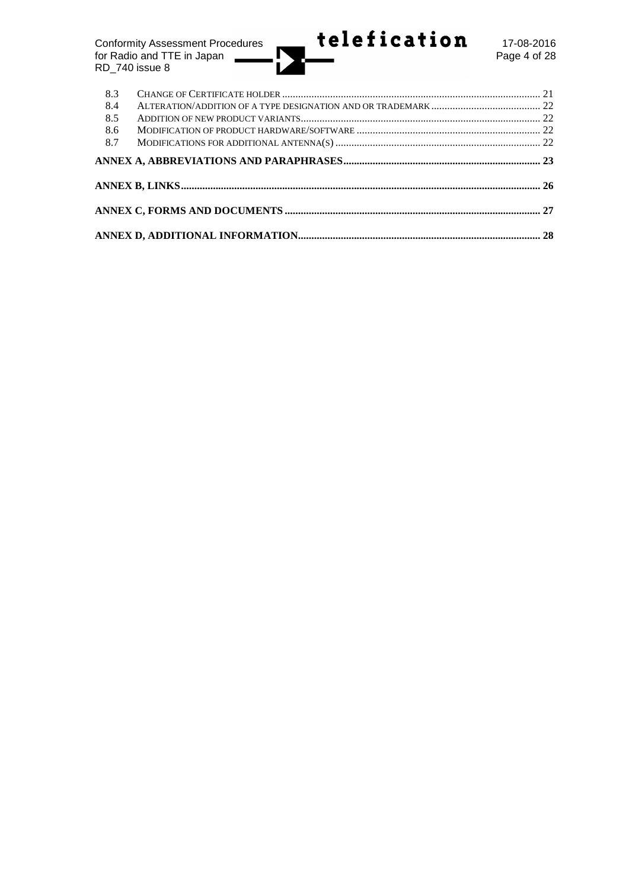8.3 CHANGE OF CERTIFICATE HOLDER ..... 21
8.4 ALTERATION/ADDITION OF A TYPE DESIGNATION AND OR TRADEMARK ..... 22
8.5 ADDITION OF NEW PRODUCT VARIANTS ..... 22
8.6 MODIFICATION OF PRODUCT HARDWARE/SOFTWARE ..... 22
8.7 MODIFICATIONS FOR ADDITIONAL ANTENNA(S) ..... 22

**ANNEX A, ABBREVIATIONS AND PARAPHRASES ..... 23**

**ANNEX B, LINKS ..... 26**

**ANNEX C, FORMS AND DOCUMENTS ..... 27**

**ANNEX D, ADDITIONAL INFORMATION ..... 28**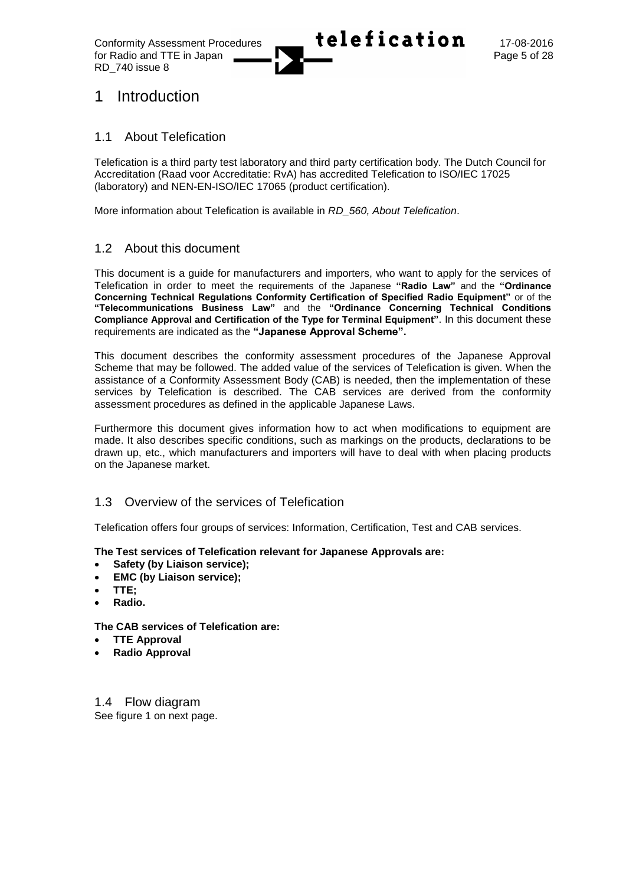# 1 Introduction

## 1.1 About Telefication

Telefication is a third party test laboratory and third party certification body. The Dutch Council for Accreditation (Raad voor Accreditatie: RvA) has accredited Telefication to ISO/IEC 17025 (laboratory) and NEN-EN-ISO/IEC 17065 (product certification).

More information about Telefication is available in *RD_560, About Telefication*.

## 1.2 About this document

This document is a guide for manufacturers and importers, who want to apply for the services of Telefication in order to meet the requirements of the Japanese **"Radio Law"** and the **"Ordinance Concerning Technical Regulations Conformity Certification of Specified Radio Equipment"** or of the **"Telecommunications Business Law"** and the **"Ordinance Concerning Technical Conditions Compliance Approval and Certification of the Type for Terminal Equipment"**. In this document these requirements are indicated as the **"Japanese Approval Scheme".**

This document describes the conformity assessment procedures of the Japanese Approval Scheme that may be followed. The added value of the services of Telefication is given. When the assistance of a Conformity Assessment Body (CAB) is needed, then the implementation of these services by Telefication is described. The CAB services are derived from the conformity assessment procedures as defined in the applicable Japanese Laws.

Furthermore this document gives information how to act when modifications to equipment are made. It also describes specific conditions, such as markings on the products, declarations to be drawn up, etc., which manufacturers and importers will have to deal with when placing products on the Japanese market.

## 1.3 Overview of the services of Telefication

Telefication offers four groups of services: Information, Certification, Test and CAB services.

**The Test services of Telefication relevant for Japanese Approvals are:**

- **Safety (by Liaison service);**
- **EMC (by Liaison service);**
- **TTE;**
- **Radio.**

**The CAB services of Telefication are:**

- **TTE Approval**
- **Radio Approval**

## 1.4 Flow diagram

See figure 1 on next page.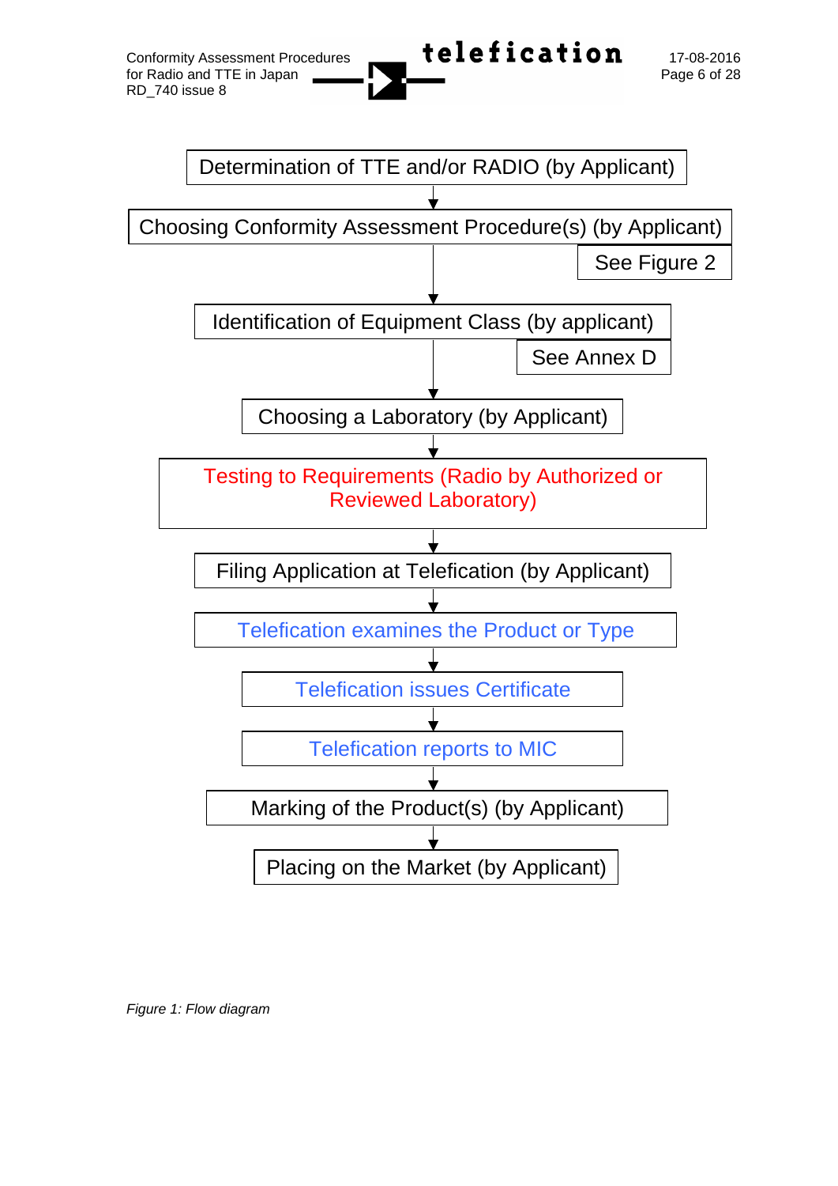Determination of TTE and/or RADIO (by Applicant)

↓

Choosing Conformity Assessment Procedure(s) (by Applicant)

See Figure 2

↓

Identification of Equipment Class (by applicant)

See Annex D

↓

Choosing a Laboratory (by Applicant)

↓

Testing to Requirements (Radio by Authorized or Reviewed Laboratory)

↓

Filing Application at Telefication (by Applicant)

↓

Telefication examines the Product or Type

↓

Telefication issues Certificate

↓

Telefication reports to MIC

↓

Marking of the Product(s) (by Applicant)

↓

Placing on the Market (by Applicant)

*Figure 1: Flow diagram*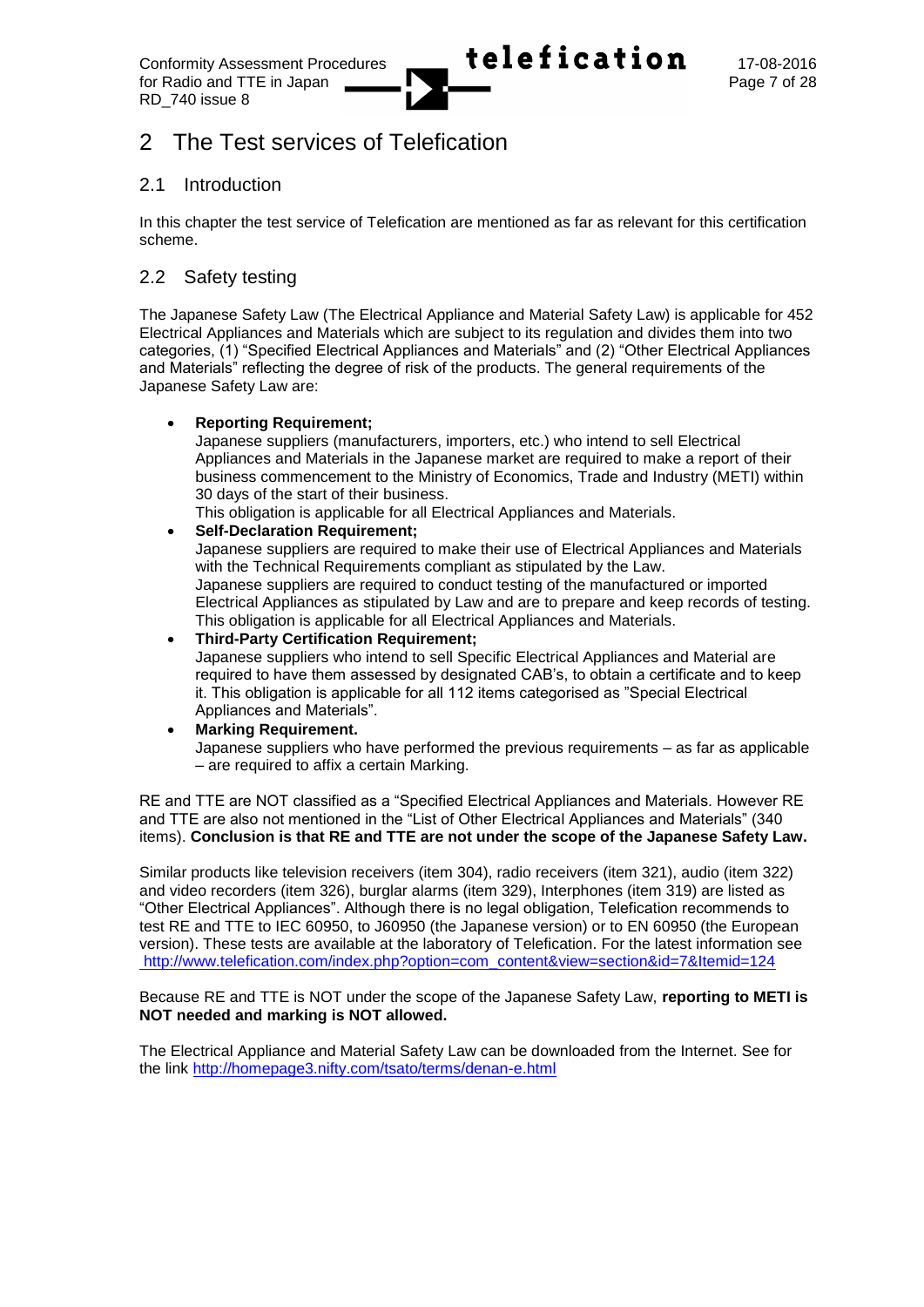# 2 The Test services of Telefication

## 2.1 Introduction

In this chapter the test service of Telefication are mentioned as far as relevant for this certification scheme.

## 2.2 Safety testing

The Japanese Safety Law (The Electrical Appliance and Material Safety Law) is applicable for 452 Electrical Appliances and Materials which are subject to its regulation and divides them into two categories, (1) “Specified Electrical Appliances and Materials” and (2) “Other Electrical Appliances and Materials” reflecting the degree of risk of the products. The general requirements of the Japanese Safety Law are:

- **Reporting Requirement;**
  Japanese suppliers (manufacturers, importers, etc.) who intend to sell Electrical Appliances and Materials in the Japanese market are required to make a report of their business commencement to the Ministry of Economics, Trade and Industry (METI) within 30 days of the start of their business.
  This obligation is applicable for all Electrical Appliances and Materials.
- **Self-Declaration Requirement;**
  Japanese suppliers are required to make their use of Electrical Appliances and Materials with the Technical Requirements compliant as stipulated by the Law.
  Japanese suppliers are required to conduct testing of the manufactured or imported Electrical Appliances as stipulated by Law and are to prepare and keep records of testing.
  This obligation is applicable for all Electrical Appliances and Materials.
- **Third-Party Certification Requirement;**
  Japanese suppliers who intend to sell Specific Electrical Appliances and Material are required to have them assessed by designated CAB’s, to obtain a certificate and to keep it. This obligation is applicable for all 112 items categorised as ”Special Electrical Appliances and Materials”.
- **Marking Requirement.**
  Japanese suppliers who have performed the previous requirements – as far as applicable – are required to affix a certain Marking.

RE and TTE are NOT classified as a “Specified Electrical Appliances and Materials. However RE and TTE are also not mentioned in the “List of Other Electrical Appliances and Materials” (340 items). **Conclusion is that RE and TTE are not under the scope of the Japanese Safety Law.**

Similar products like television receivers (item 304), radio receivers (item 321), audio (item 322) and video recorders (item 326), burglar alarms (item 329), Interphones (item 319) are listed as “Other Electrical Appliances”. Although there is no legal obligation, Telefication recommends to test RE and TTE to IEC 60950, to J60950 (the Japanese version) or to EN 60950 (the European version). These tests are available at the laboratory of Telefication. For the latest information see http://www.telefication.com/index.php?option=com_content&view=section&id=7&Itemid=124

Because RE and TTE is NOT under the scope of the Japanese Safety Law, **reporting to METI is NOT needed and marking is NOT allowed.**

The Electrical Appliance and Material Safety Law can be downloaded from the Internet. See for the link http://homepage3.nifty.com/tsato/terms/denan-e.html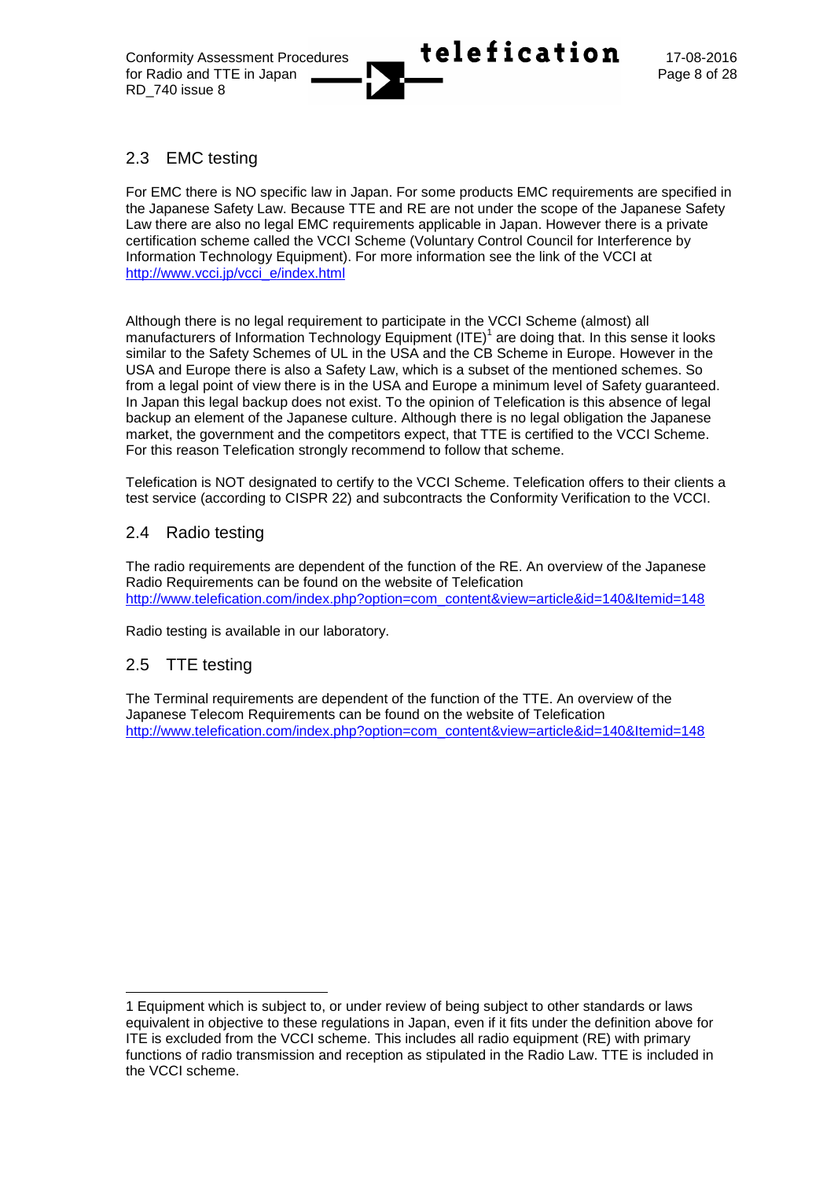## 2.3 EMC testing

For EMC there is NO specific law in Japan. For some products EMC requirements are specified in the Japanese Safety Law. Because TTE and RE are not under the scope of the Japanese Safety Law there are also no legal EMC requirements applicable in Japan. However there is a private certification scheme called the VCCI Scheme (Voluntary Control Council for Interference by Information Technology Equipment). For more information see the link of the VCCI at http://www.vcci.jp/vcci_e/index.html

Although there is no legal requirement to participate in the VCCI Scheme (almost) all manufacturers of Information Technology Equipment (ITE)[1] are doing that. In this sense it looks similar to the Safety Schemes of UL in the USA and the CB Scheme in Europe. However in the USA and Europe there is also a Safety Law, which is a subset of the mentioned schemes. So from a legal point of view there is in the USA and Europe a minimum level of Safety guaranteed. In Japan this legal backup does not exist. To the opinion of Telefication is this absence of legal backup an element of the Japanese culture. Although there is no legal obligation the Japanese market, the government and the competitors expect, that TTE is certified to the VCCI Scheme. For this reason Telefication strongly recommend to follow that scheme.

Telefication is NOT designated to certify to the VCCI Scheme. Telefication offers to their clients a test service (according to CISPR 22) and subcontracts the Conformity Verification to the VCCI.

## 2.4 Radio testing

The radio requirements are dependent of the function of the RE. An overview of the Japanese Radio Requirements can be found on the website of Telefication http://www.telefication.com/index.php?option=com_content&view=article&id=140&Itemid=148

Radio testing is available in our laboratory.

## 2.5 TTE testing

The Terminal requirements are dependent of the function of the TTE. An overview of the Japanese Telecom Requirements can be found on the website of Telefication http://www.telefication.com/index.php?option=com_content&view=article&id=140&Itemid=148

---

1 Equipment which is subject to, or under review of being subject to other standards or laws equivalent in objective to these regulations in Japan, even if it fits under the definition above for ITE is excluded from the VCCI scheme. This includes all radio equipment (RE) with primary functions of radio transmission and reception as stipulated in the Radio Law. TTE is included in the VCCI scheme.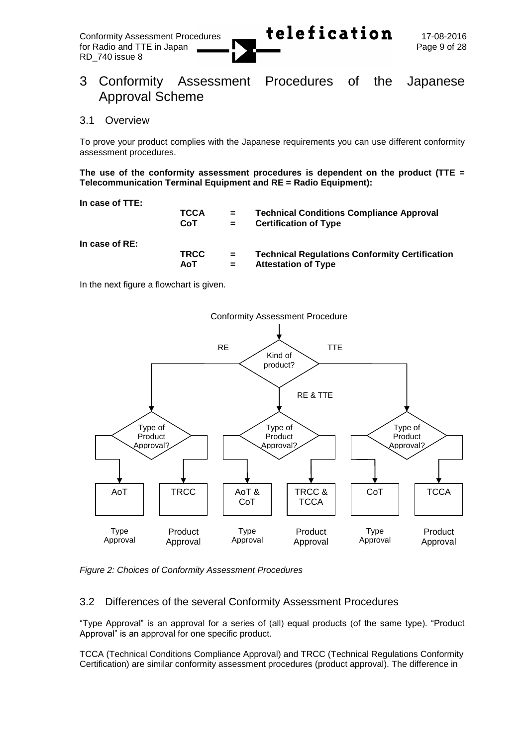# 3 Conformity Assessment Procedures of the Japanese Approval Scheme

## 3.1 Overview

To prove your product complies with the Japanese requirements you can use different conformity assessment procedures.

**The use of the conformity assessment procedures is dependent on the product (TTE = Telecommunication Terminal Equipment and RE = Radio Equipment):**

**In case of TTE:**

| | | |
|---|---|---|
| **TCCA** | **=** | **Technical Conditions Compliance Approval** |
| **CoT** | **=** | **Certification of Type** |

**In case of RE:**

| | | |
|---|---|---|
| **TRCC** | **=** | **Technical Regulations Conformity Certification** |
| **AoT** | **=** | **Attestation of Type** |

In the next figure a flowchart is given.

Conformity Assessment Procedure

Kind of product?

RE

RE & TTE

TTE

Type of Product Approval?

AoT

TRCC

AoT & CoT

TRCC & TCCA

CoT

TCCA

Type Approval

Product Approval

*Figure 2: Choices of Conformity Assessment Procedures*

## 3.2 Differences of the several Conformity Assessment Procedures

"Type Approval" is an approval for a series of (all) equal products (of the same type). "Product Approval" is an approval for one specific product.

TCCA (Technical Conditions Compliance Approval) and TRCC (Technical Regulations Conformity Certification) are similar conformity assessment procedures (product approval). The difference in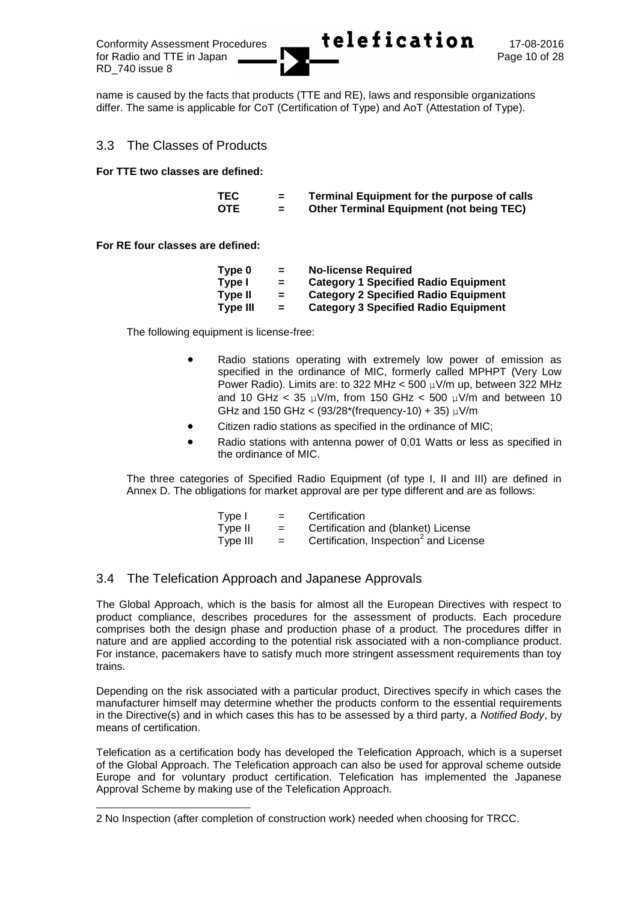name is caused by the facts that products (TTE and RE), laws and responsible organizations differ. The same is applicable for CoT (Certification of Type) and AoT (Attestation of Type).

## 3.3 The Classes of Products

**For TTE two classes are defined:**

| | | |
|---|---|---|
| **TEC** | **=** | **Terminal Equipment for the purpose of calls** |
| **OTE** | **=** | **Other Terminal Equipment (not being TEC)** |

**For RE four classes are defined:**

| | | |
|---|---|---|
| **Type 0** | **=** | **No-license Required** |
| **Type I** | **=** | **Category 1 Specified Radio Equipment** |
| **Type II** | **=** | **Category 2 Specified Radio Equipment** |
| **Type III** | **=** | **Category 3 Specified Radio Equipment** |

The following equipment is license-free:

- Radio stations operating with extremely low power of emission as specified in the ordinance of MIC, formerly called MPHPT (Very Low Power Radio). Limits are: to 322 MHz < 500 µV/m up, between 322 MHz and 10 GHz < 35 µV/m, from 150 GHz < 500 µV/m and between 10 GHz and 150 GHz < (93/28*(frequency-10) + 35) µV/m
- Citizen radio stations as specified in the ordinance of MIC;
- Radio stations with antenna power of 0,01 Watts or less as specified in the ordinance of MIC.

The three categories of Specified Radio Equipment (of type I, II and III) are defined in Annex D. The obligations for market approval are per type different and are as follows:

| | | |
|---|---|---|
| Type I | = | Certification |
| Type II | = | Certification and (blanket) License |
| Type III | = | Certification, Inspection[2] and License |

## 3.4 The Telefication Approach and Japanese Approvals

The Global Approach, which is the basis for almost all the European Directives with respect to product compliance, describes procedures for the assessment of products. Each procedure comprises both the design phase and production phase of a product. The procedures differ in nature and are applied according to the potential risk associated with a non-compliance product. For instance, pacemakers have to satisfy much more stringent assessment requirements than toy trains.

Depending on the risk associated with a particular product, Directives specify in which cases the manufacturer himself may determine whether the products conform to the essential requirements in the Directive(s) and in which cases this has to be assessed by a third party, a *Notified Body*, by means of certification.

Telefication as a certification body has developed the Telefication Approach, which is a superset of the Global Approach. The Telefication approach can also be used for approval scheme outside Europe and for voluntary product certification. Telefication has implemented the Japanese Approval Scheme by making use of the Telefication Approach.

---

2 No Inspection (after completion of construction work) needed when choosing for TRCC.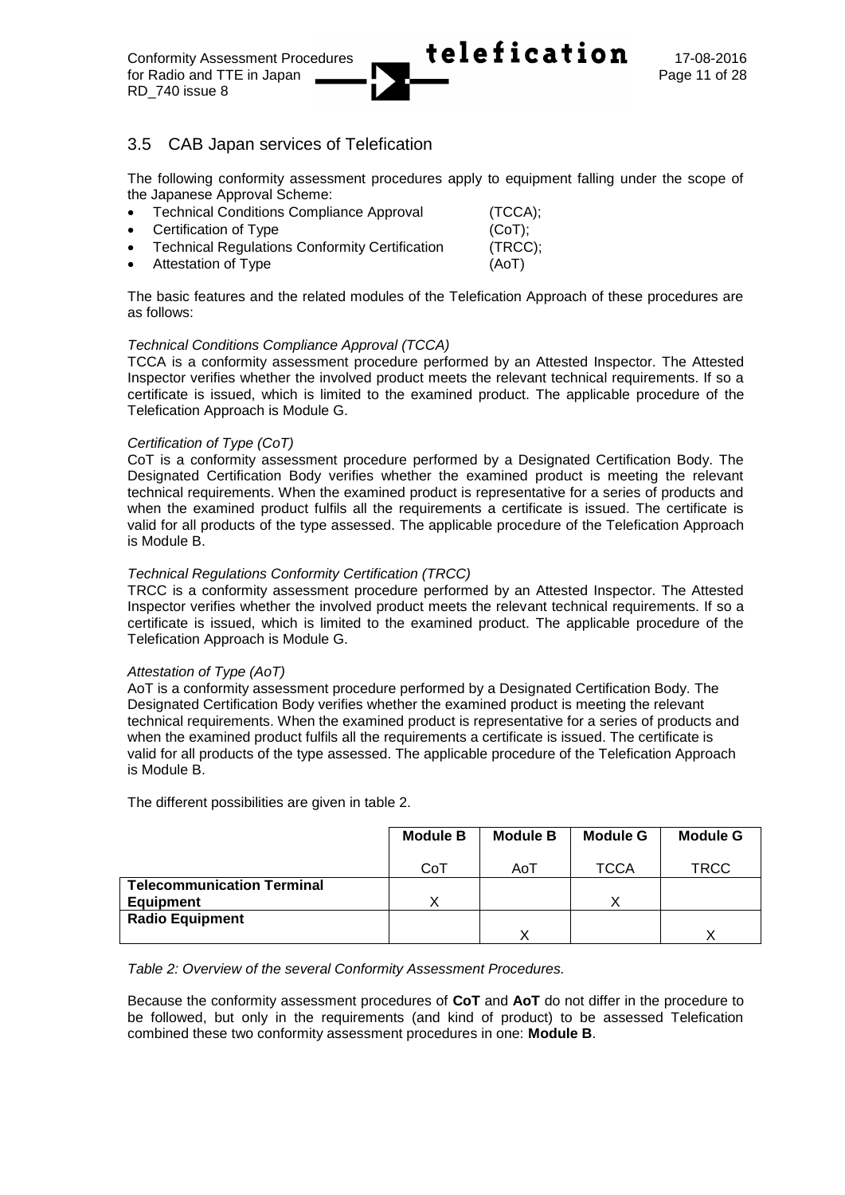## 3.5 CAB Japan services of Telefication

The following conformity assessment procedures apply to equipment falling under the scope of the Japanese Approval Scheme:

- Technical Conditions Compliance Approval (TCCA);
- Certification of Type (CoT);
- Technical Regulations Conformity Certification (TRCC);
- Attestation of Type (AoT)

The basic features and the related modules of the Telefication Approach of these procedures are as follows:

*Technical Conditions Compliance Approval (TCCA)*

TCCA is a conformity assessment procedure performed by an Attested Inspector. The Attested Inspector verifies whether the involved product meets the relevant technical requirements. If so a certificate is issued, which is limited to the examined product. The applicable procedure of the Telefication Approach is Module G.

*Certification of Type (CoT)*

CoT is a conformity assessment procedure performed by a Designated Certification Body. The Designated Certification Body verifies whether the examined product is meeting the relevant technical requirements. When the examined product is representative for a series of products and when the examined product fulfils all the requirements a certificate is issued. The certificate is valid for all products of the type assessed. The applicable procedure of the Telefication Approach is Module B.

*Technical Regulations Conformity Certification (TRCC)*

TRCC is a conformity assessment procedure performed by an Attested Inspector. The Attested Inspector verifies whether the involved product meets the relevant technical requirements. If so a certificate is issued, which is limited to the examined product. The applicable procedure of the Telefication Approach is Module G.

*Attestation of Type (AoT)*

AoT is a conformity assessment procedure performed by a Designated Certification Body. The Designated Certification Body verifies whether the examined product is meeting the relevant technical requirements. When the examined product is representative for a series of products and when the examined product fulfils all the requirements a certificate is issued. The certificate is valid for all products of the type assessed. The applicable procedure of the Telefication Approach is Module B.

The different possibilities are given in table 2.

| | **Module B** CoT | **Module B** AoT | **Module G** TCCA | **Module G** TRCC |
|---|---|---|---|---|
| **Telecommunication Terminal Equipment** | X | | X | |
| **Radio Equipment** | | X | | X |

*Table 2: Overview of the several Conformity Assessment Procedures.*

Because the conformity assessment procedures of **CoT** and **AoT** do not differ in the procedure to be followed, but only in the requirements (and kind of product) to be assessed Telefication combined these two conformity assessment procedures in one: **Module B**.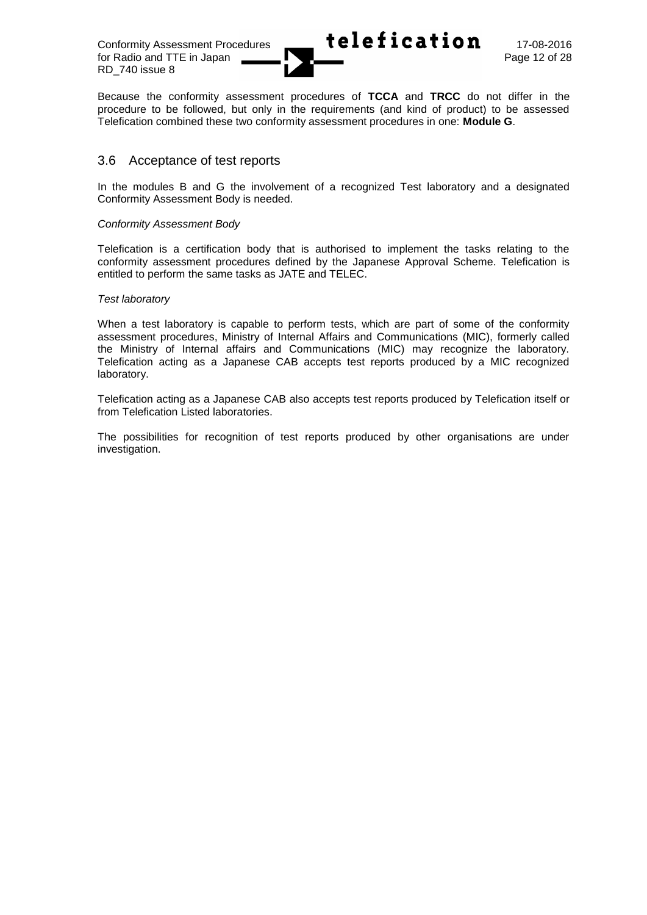Because the conformity assessment procedures of **TCCA** and **TRCC** do not differ in the procedure to be followed, but only in the requirements (and kind of product) to be assessed Telefication combined these two conformity assessment procedures in one: **Module G**.

## 3.6 Acceptance of test reports

In the modules B and G the involvement of a recognized Test laboratory and a designated Conformity Assessment Body is needed.

*Conformity Assessment Body*

Telefication is a certification body that is authorised to implement the tasks relating to the conformity assessment procedures defined by the Japanese Approval Scheme. Telefication is entitled to perform the same tasks as JATE and TELEC.

*Test laboratory*

When a test laboratory is capable to perform tests, which are part of some of the conformity assessment procedures, Ministry of Internal Affairs and Communications (MIC), formerly called the Ministry of Internal affairs and Communications (MIC) may recognize the laboratory. Telefication acting as a Japanese CAB accepts test reports produced by a MIC recognized laboratory.

Telefication acting as a Japanese CAB also accepts test reports produced by Telefication itself or from Telefication Listed laboratories.

The possibilities for recognition of test reports produced by other organisations are under investigation.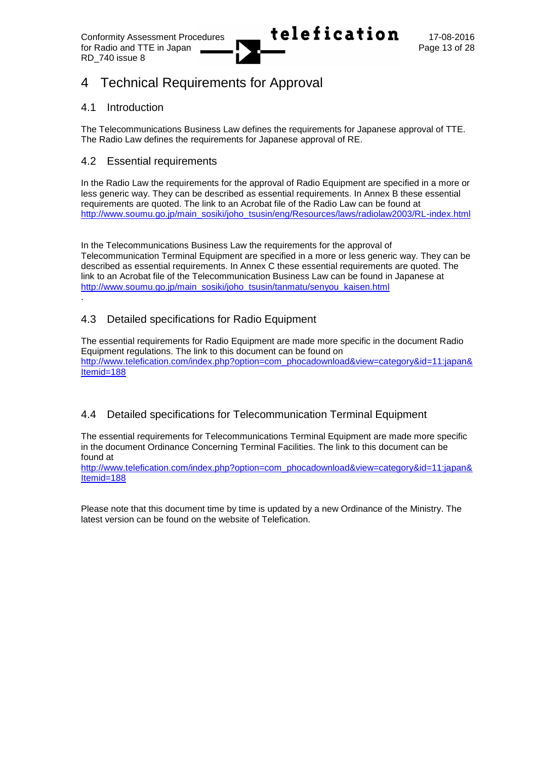# 4 Technical Requirements for Approval

## 4.1 Introduction

The Telecommunications Business Law defines the requirements for Japanese approval of TTE. The Radio Law defines the requirements for Japanese approval of RE.

## 4.2 Essential requirements

In the Radio Law the requirements for the approval of Radio Equipment are specified in a more or less generic way. They can be described as essential requirements. In Annex B these essential requirements are quoted. The link to an Acrobat file of the Radio Law can be found at http://www.soumu.go.jp/main_sosiki/joho_tsusin/eng/Resources/laws/radiolaw2003/RL-index.html

In the Telecommunications Business Law the requirements for the approval of Telecommunication Terminal Equipment are specified in a more or less generic way. They can be described as essential requirements. In Annex C these essential requirements are quoted. The link to an Acrobat file of the Telecommunication Business Law can be found in Japanese at http://www.soumu.go.jp/main_sosiki/joho_tsusin/tanmatu/senyou_kaisen.html

.

## 4.3 Detailed specifications for Radio Equipment

The essential requirements for Radio Equipment are made more specific in the document Radio Equipment regulations. The link to this document can be found on http://www.telefication.com/index.php?option=com_phocadownload&view=category&id=11:japan&Itemid=188

## 4.4 Detailed specifications for Telecommunication Terminal Equipment

The essential requirements for Telecommunications Terminal Equipment are made more specific in the document Ordinance Concerning Terminal Facilities. The link to this document can be found at
http://www.telefication.com/index.php?option=com_phocadownload&view=category&id=11:japan&Itemid=188

Please note that this document time by time is updated by a new Ordinance of the Ministry. The latest version can be found on the website of Telefication.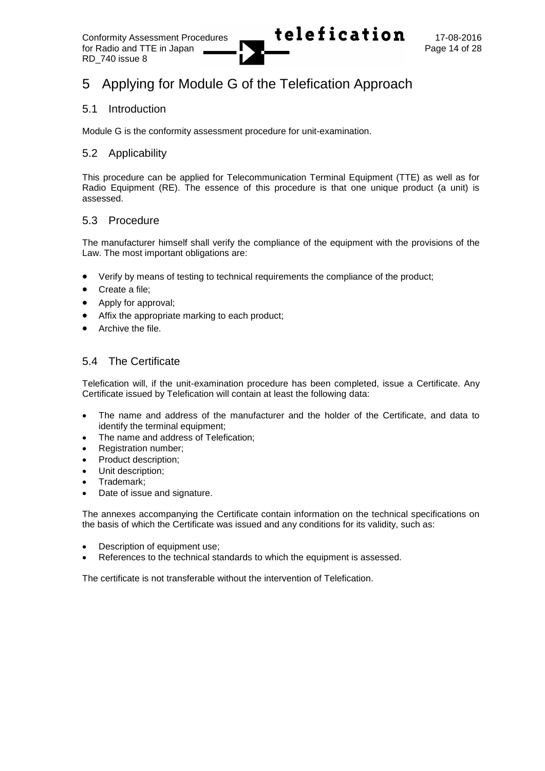# 5 Applying for Module G of the Telefication Approach

## 5.1 Introduction

Module G is the conformity assessment procedure for unit-examination.

## 5.2 Applicability

This procedure can be applied for Telecommunication Terminal Equipment (TTE) as well as for Radio Equipment (RE). The essence of this procedure is that one unique product (a unit) is assessed.

## 5.3 Procedure

The manufacturer himself shall verify the compliance of the equipment with the provisions of the Law. The most important obligations are:

- Verify by means of testing to technical requirements the compliance of the product;
- Create a file;
- Apply for approval;
- Affix the appropriate marking to each product;
- Archive the file.

## 5.4 The Certificate

Telefication will, if the unit-examination procedure has been completed, issue a Certificate. Any Certificate issued by Telefication will contain at least the following data:

- The name and address of the manufacturer and the holder of the Certificate, and data to identify the terminal equipment;
- The name and address of Telefication;
- Registration number;
- Product description;
- Unit description;
- Trademark;
- Date of issue and signature.

The annexes accompanying the Certificate contain information on the technical specifications on the basis of which the Certificate was issued and any conditions for its validity, such as:

- Description of equipment use;
- References to the technical standards to which the equipment is assessed.

The certificate is not transferable without the intervention of Telefication.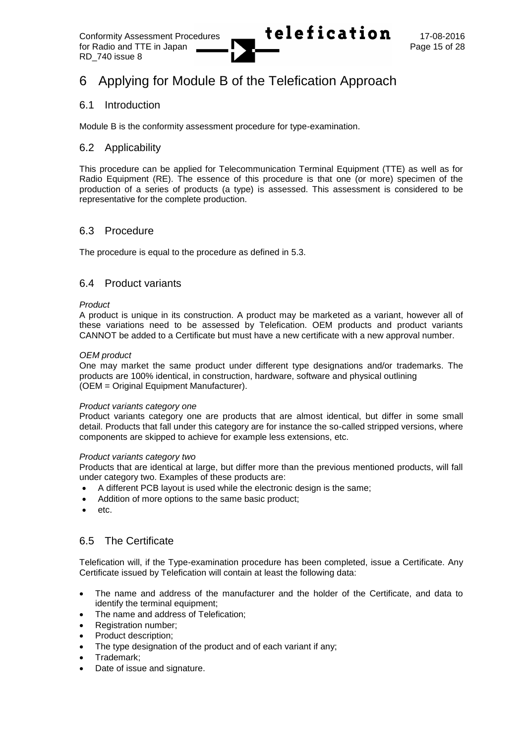# 6 Applying for Module B of the Telefication Approach

## 6.1 Introduction

Module B is the conformity assessment procedure for type-examination.

## 6.2 Applicability

This procedure can be applied for Telecommunication Terminal Equipment (TTE) as well as for Radio Equipment (RE). The essence of this procedure is that one (or more) specimen of the production of a series of products (a type) is assessed. This assessment is considered to be representative for the complete production.

## 6.3 Procedure

The procedure is equal to the procedure as defined in 5.3.

## 6.4 Product variants

*Product*
A product is unique in its construction. A product may be marketed as a variant, however all of these variations need to be assessed by Telefication. OEM products and product variants CANNOT be added to a Certificate but must have a new certificate with a new approval number.

*OEM product*
One may market the same product under different type designations and/or trademarks. The products are 100% identical, in construction, hardware, software and physical outlining (OEM = Original Equipment Manufacturer).

*Product variants category one*
Product variants category one are products that are almost identical, but differ in some small detail. Products that fall under this category are for instance the so-called stripped versions, where components are skipped to achieve for example less extensions, etc.

*Product variants category two*
Products that are identical at large, but differ more than the previous mentioned products, will fall under category two. Examples of these products are:

- A different PCB layout is used while the electronic design is the same;
- Addition of more options to the same basic product;
- etc.

## 6.5 The Certificate

Telefication will, if the Type-examination procedure has been completed, issue a Certificate. Any Certificate issued by Telefication will contain at least the following data:

- The name and address of the manufacturer and the holder of the Certificate, and data to identify the terminal equipment;
- The name and address of Telefication;
- Registration number;
- Product description;
- The type designation of the product and of each variant if any;
- Trademark;
- Date of issue and signature.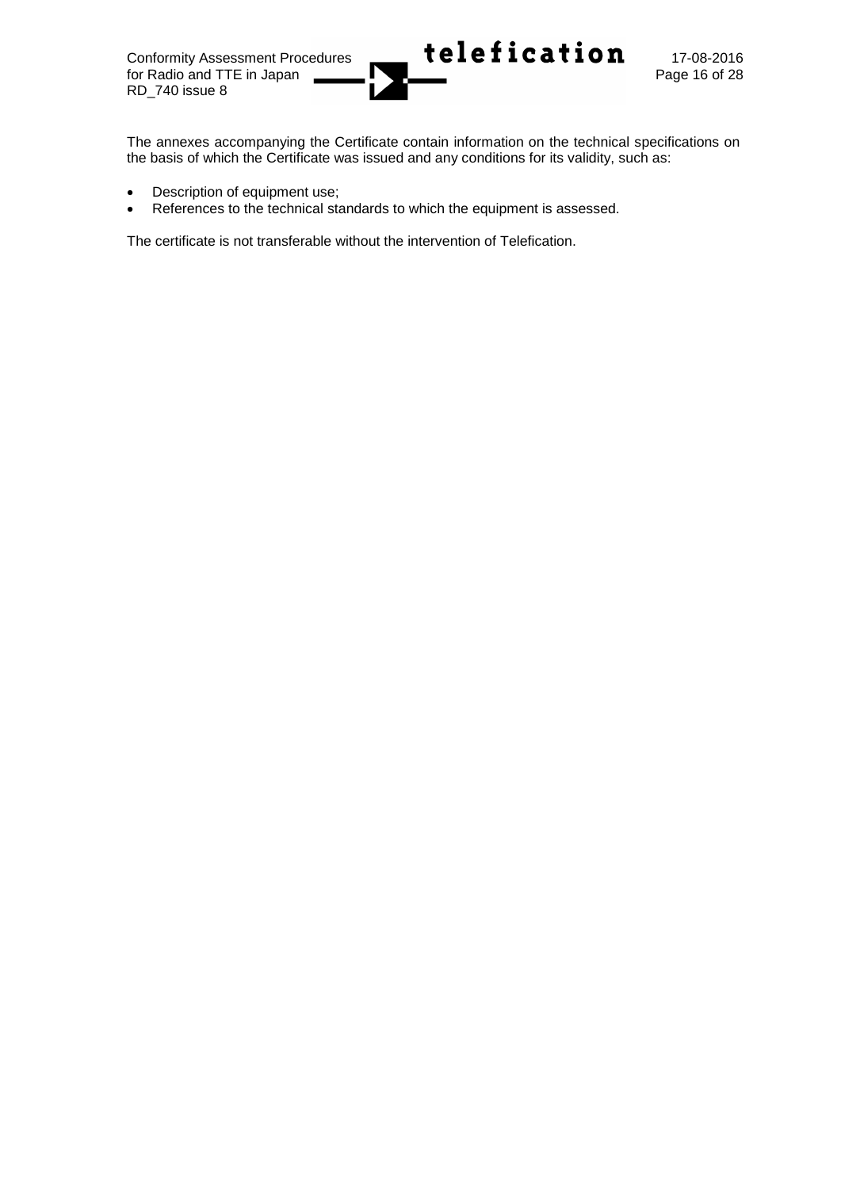The annexes accompanying the Certificate contain information on the technical specifications on the basis of which the Certificate was issued and any conditions for its validity, such as:

- Description of equipment use;
- References to the technical standards to which the equipment is assessed.

The certificate is not transferable without the intervention of Telefication.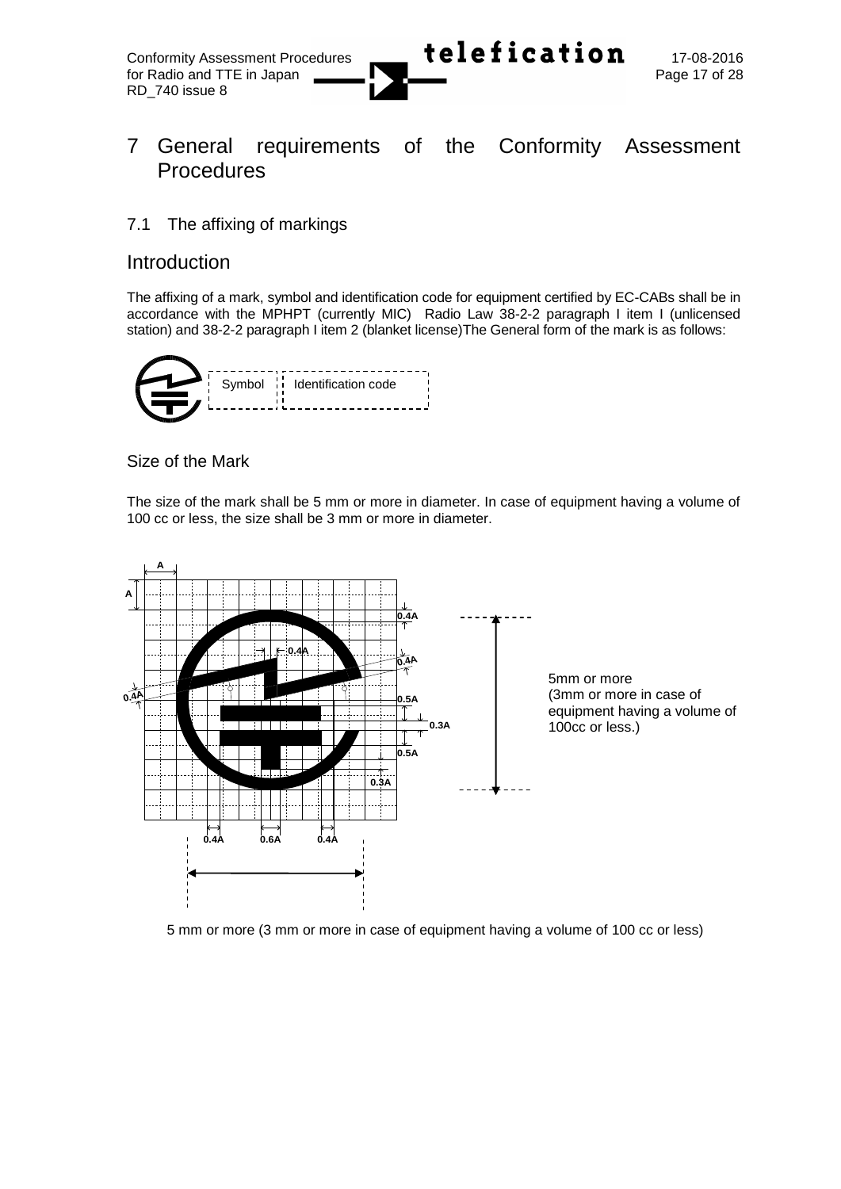# 7 General requirements of the Conformity Assessment Procedures

## 7.1 The affixing of markings

## Introduction

The affixing of a mark, symbol and identification code for equipment certified by EC-CABs shall be in accordance with the MPHPT (currently MIC) Radio Law 38-2-2 paragraph I item I (unlicensed station) and 38-2-2 paragraph I item 2 (blanket license)The General form of the mark is as follows:

Symbol

Identification code

### Size of the Mark

The size of the mark shall be 5 mm or more in diameter. In case of equipment having a volume of 100 cc or less, the size shall be 3 mm or more in diameter.

A

A

0.4A

0.4A

0.4A

0.4A

0.5A

0.3A

0.5A

0.3A

0.4A

0.6A

0.4A

5mm or more
(3mm or more in case of equipment having a volume of 100cc or less.)

5 mm or more (3 mm or more in case of equipment having a volume of 100 cc or less)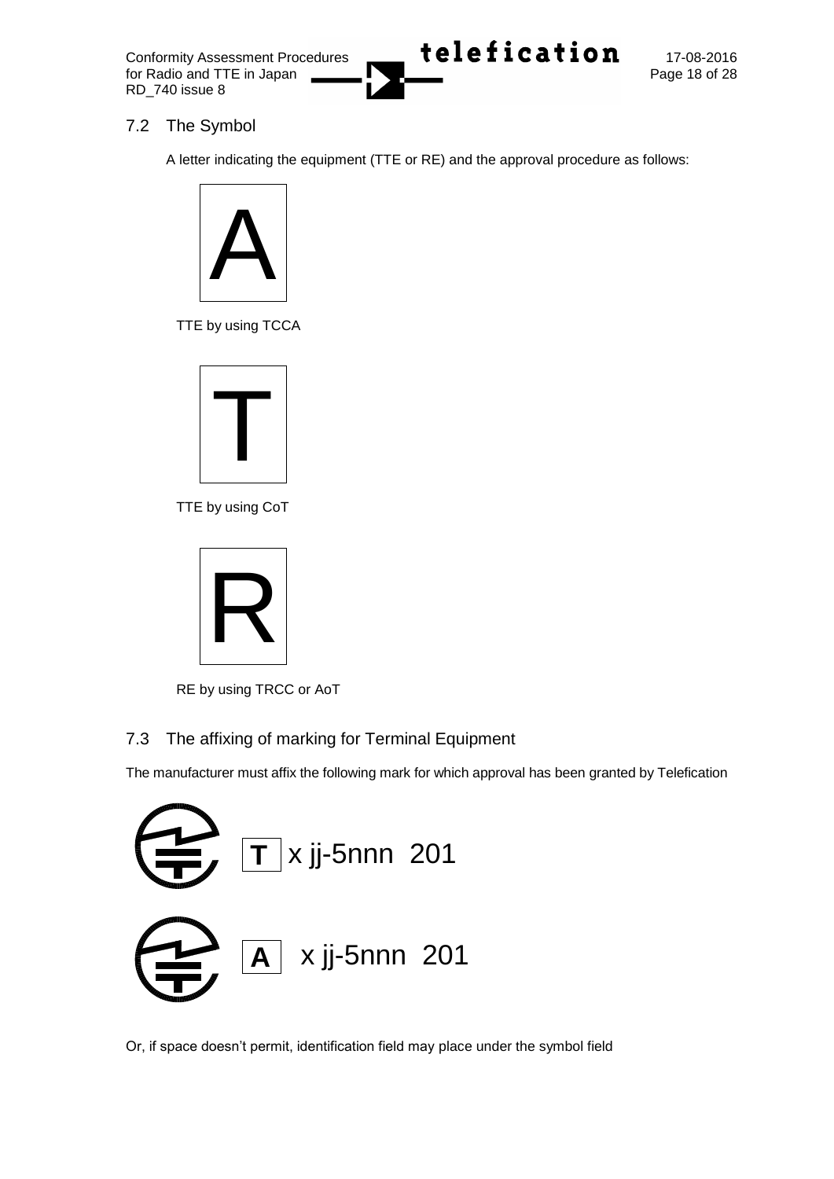## 7.2 The Symbol

A letter indicating the equipment (TTE or RE) and the approval procedure as follows:

A

TTE by using TCCA

T

TTE by using CoT

R

RE by using TRCC or AoT

## 7.3 The affixing of marking for Terminal Equipment

The manufacturer must affix the following mark for which approval has been granted by Telefication

**T** x jj-5nnn 201

**A** x jj-5nnn 201

Or, if space doesn't permit, identification field may place under the symbol field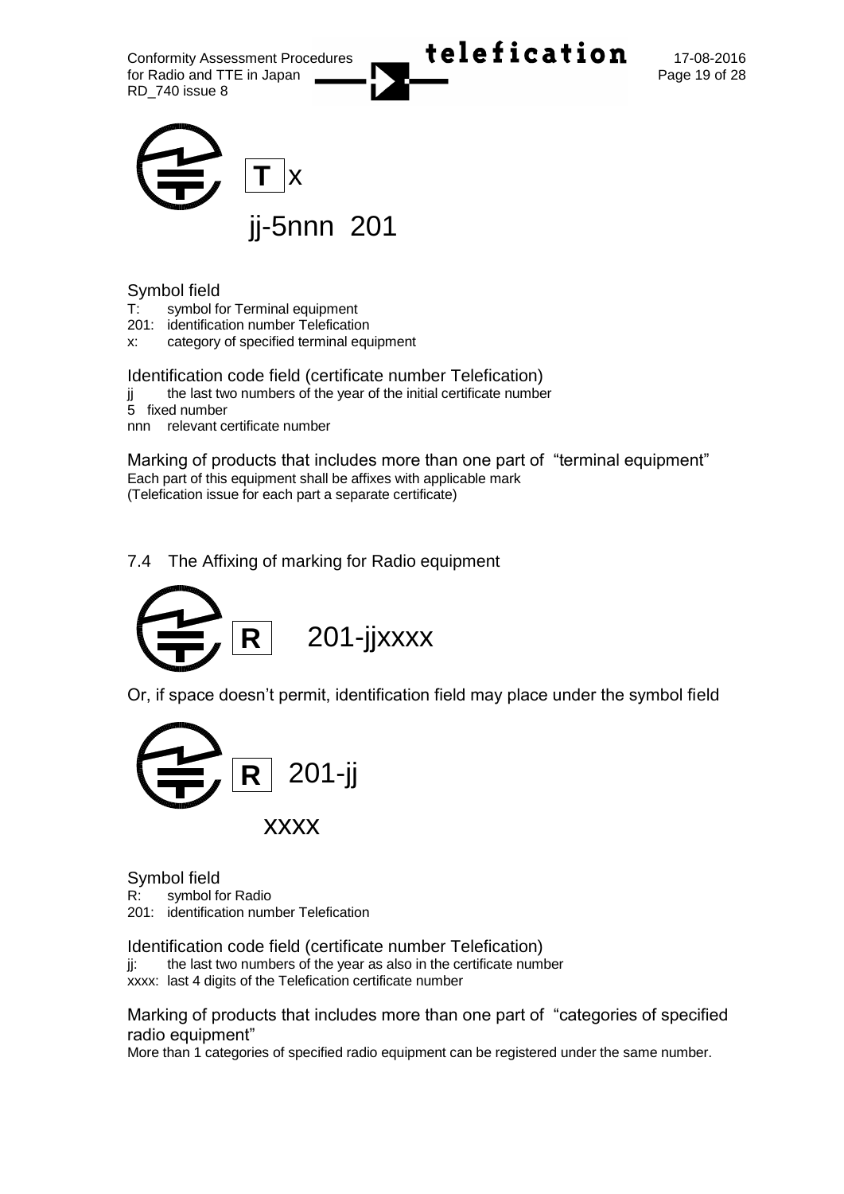T x

jj-5nnn 201

Symbol field

T: symbol for Terminal equipment
201: identification number Telefication
x: category of specified terminal equipment

Identification code field (certificate number Telefication)

jj the last two numbers of the year of the initial certificate number
5 fixed number
nnn relevant certificate number

Marking of products that includes more than one part of "terminal equipment"

Each part of this equipment shall be affixes with applicable mark
(Telefication issue for each part a separate certificate)

## 7.4 The Affixing of marking for Radio equipment

R 201-jjxxxx

Or, if space doesn't permit, identification field may place under the symbol field

R 201-jj

xxxx

Symbol field

R: symbol for Radio
201: identification number Telefication

Identification code field (certificate number Telefication)

jj: the last two numbers of the year as also in the certificate number
xxxx: last 4 digits of the Telefication certificate number

Marking of products that includes more than one part of "categories of specified radio equipment"

More than 1 categories of specified radio equipment can be registered under the same number.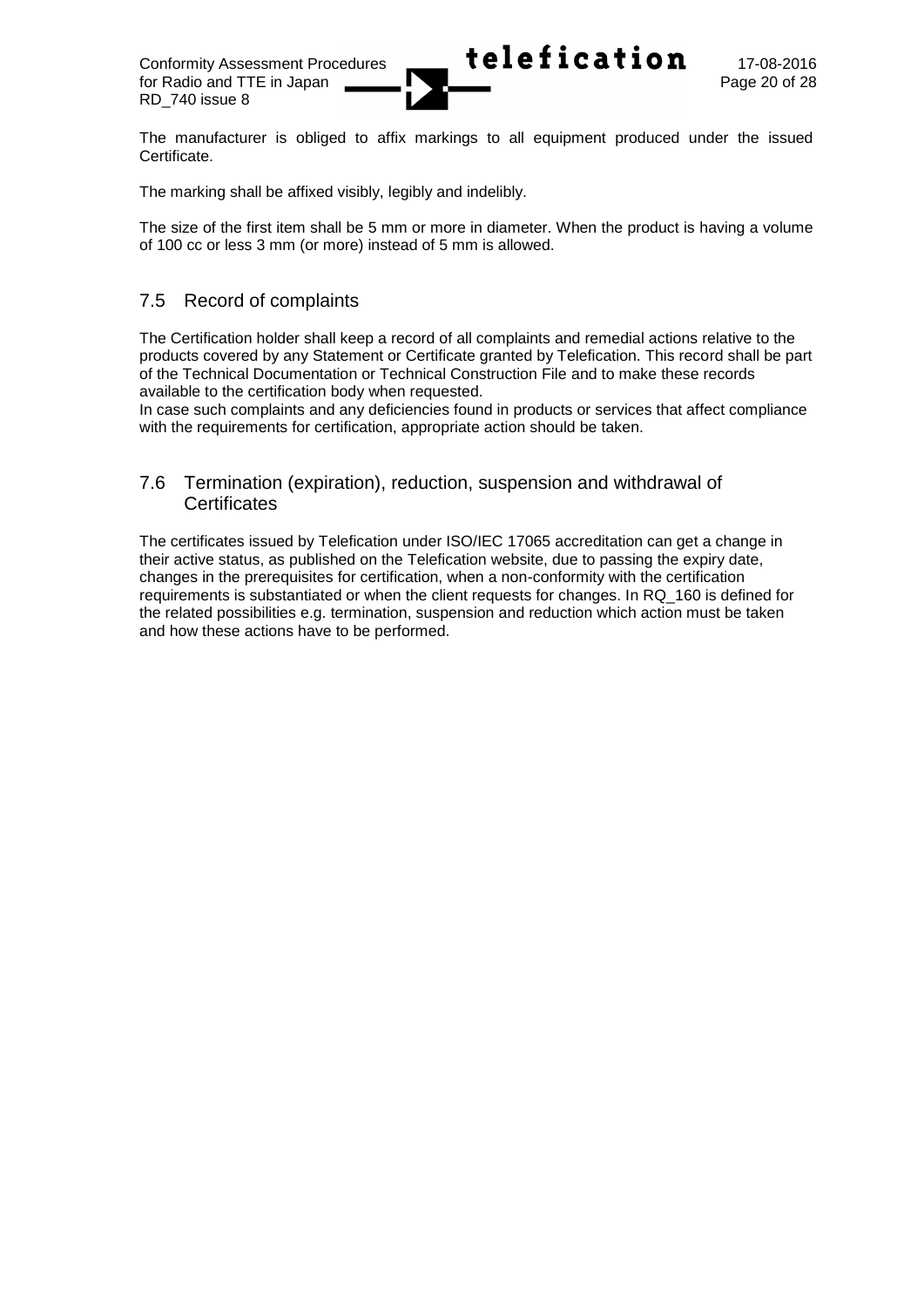The manufacturer is obliged to affix markings to all equipment produced under the issued Certificate.

The marking shall be affixed visibly, legibly and indelibly.

The size of the first item shall be 5 mm or more in diameter. When the product is having a volume of 100 cc or less 3 mm (or more) instead of 5 mm is allowed.

## 7.5 Record of complaints

The Certification holder shall keep a record of all complaints and remedial actions relative to the products covered by any Statement or Certificate granted by Telefication. This record shall be part of the Technical Documentation or Technical Construction File and to make these records available to the certification body when requested.
In case such complaints and any deficiencies found in products or services that affect compliance with the requirements for certification, appropriate action should be taken.

## 7.6 Termination (expiration), reduction, suspension and withdrawal of Certificates

The certificates issued by Telefication under ISO/IEC 17065 accreditation can get a change in their active status, as published on the Telefication website, due to passing the expiry date, changes in the prerequisites for certification, when a non-conformity with the certification requirements is substantiated or when the client requests for changes. In RQ_160 is defined for the related possibilities e.g. termination, suspension and reduction which action must be taken and how these actions have to be performed.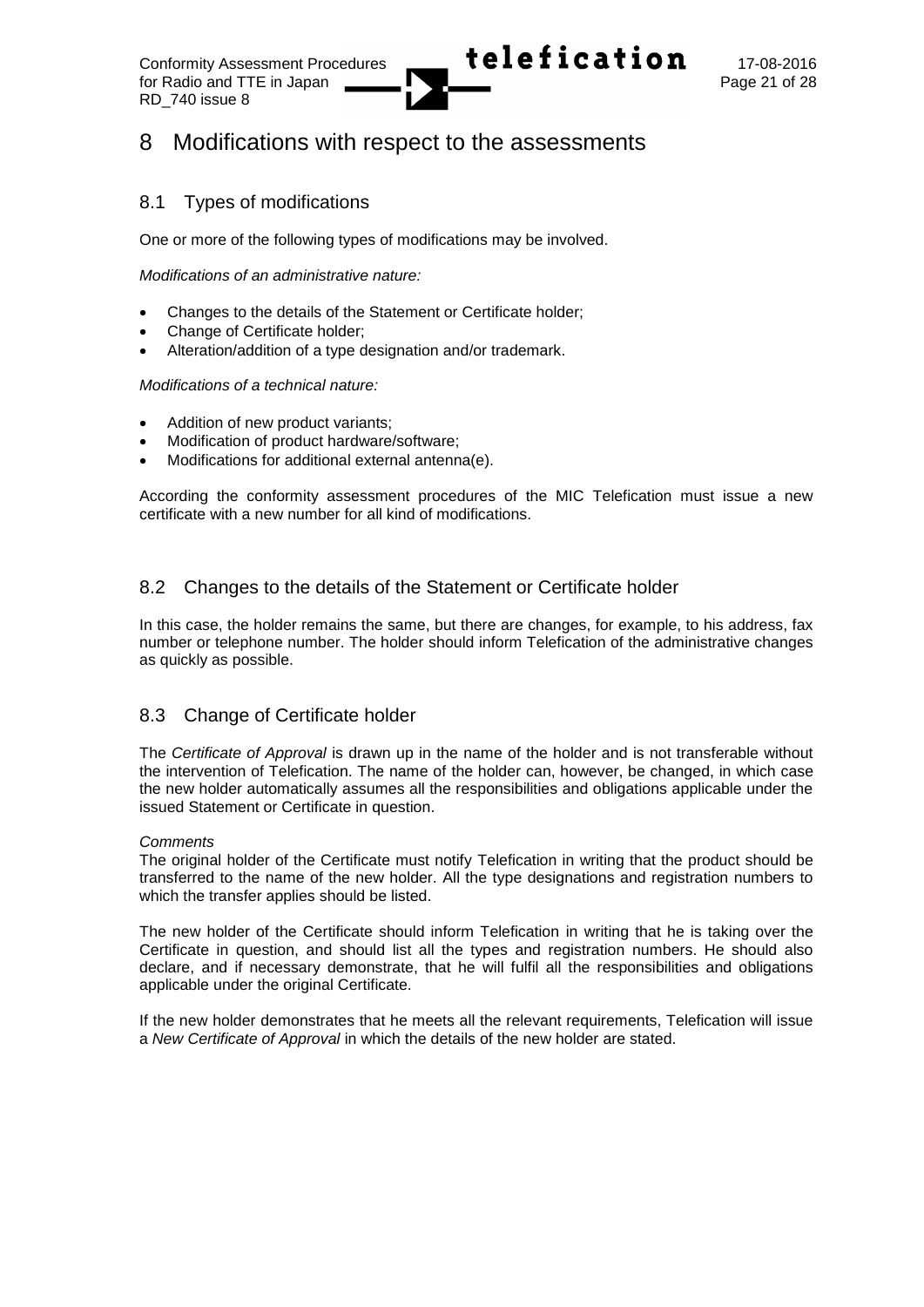# 8 Modifications with respect to the assessments

## 8.1 Types of modifications

One or more of the following types of modifications may be involved.

*Modifications of an administrative nature:*

- Changes to the details of the Statement or Certificate holder;
- Change of Certificate holder;
- Alteration/addition of a type designation and/or trademark.

*Modifications of a technical nature:*

- Addition of new product variants;
- Modification of product hardware/software;
- Modifications for additional external antenna(e).

According the conformity assessment procedures of the MIC Telefication must issue a new certificate with a new number for all kind of modifications.

## 8.2 Changes to the details of the Statement or Certificate holder

In this case, the holder remains the same, but there are changes, for example, to his address, fax number or telephone number. The holder should inform Telefication of the administrative changes as quickly as possible.

## 8.3 Change of Certificate holder

The *Certificate of Approval* is drawn up in the name of the holder and is not transferable without the intervention of Telefication. The name of the holder can, however, be changed, in which case the new holder automatically assumes all the responsibilities and obligations applicable under the issued Statement or Certificate in question.

*Comments*
The original holder of the Certificate must notify Telefication in writing that the product should be transferred to the name of the new holder. All the type designations and registration numbers to which the transfer applies should be listed.

The new holder of the Certificate should inform Telefication in writing that he is taking over the Certificate in question, and should list all the types and registration numbers. He should also declare, and if necessary demonstrate, that he will fulfil all the responsibilities and obligations applicable under the original Certificate.

If the new holder demonstrates that he meets all the relevant requirements, Telefication will issue a *New Certificate of Approval* in which the details of the new holder are stated.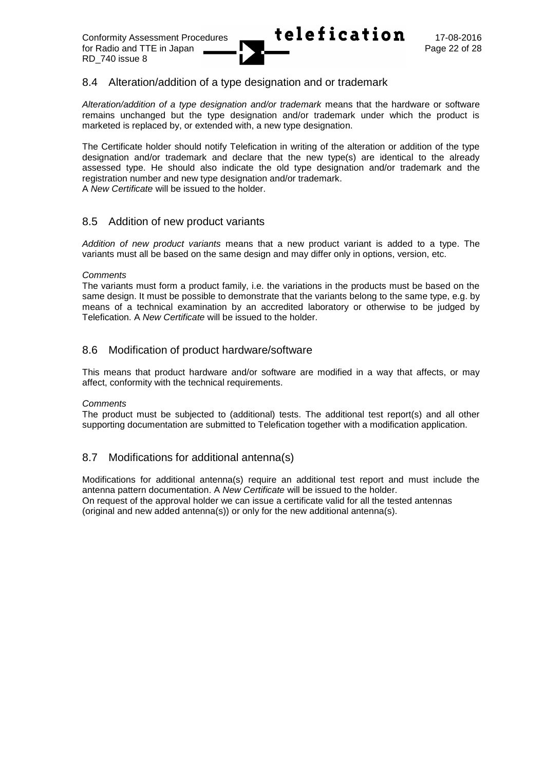## 8.4 Alteration/addition of a type designation and or trademark

*Alteration/addition of a type designation and/or trademark* means that the hardware or software remains unchanged but the type designation and/or trademark under which the product is marketed is replaced by, or extended with, a new type designation.

The Certificate holder should notify Telefication in writing of the alteration or addition of the type designation and/or trademark and declare that the new type(s) are identical to the already assessed type. He should also indicate the old type designation and/or trademark and the registration number and new type designation and/or trademark.
A *New Certificate* will be issued to the holder.

## 8.5 Addition of new product variants

*Addition of new product variants* means that a new product variant is added to a type. The variants must all be based on the same design and may differ only in options, version, etc.

*Comments*
The variants must form a product family, i.e. the variations in the products must be based on the same design. It must be possible to demonstrate that the variants belong to the same type, e.g. by means of a technical examination by an accredited laboratory or otherwise to be judged by Telefication. A *New Certificate* will be issued to the holder.

## 8.6 Modification of product hardware/software

This means that product hardware and/or software are modified in a way that affects, or may affect, conformity with the technical requirements.

*Comments*
The product must be subjected to (additional) tests. The additional test report(s) and all other supporting documentation are submitted to Telefication together with a modification application.

## 8.7 Modifications for additional antenna(s)

Modifications for additional antenna(s) require an additional test report and must include the antenna pattern documentation. A *New Certificate* will be issued to the holder.
On request of the approval holder we can issue a certificate valid for all the tested antennas (original and new added antenna(s)) or only for the new additional antenna(s).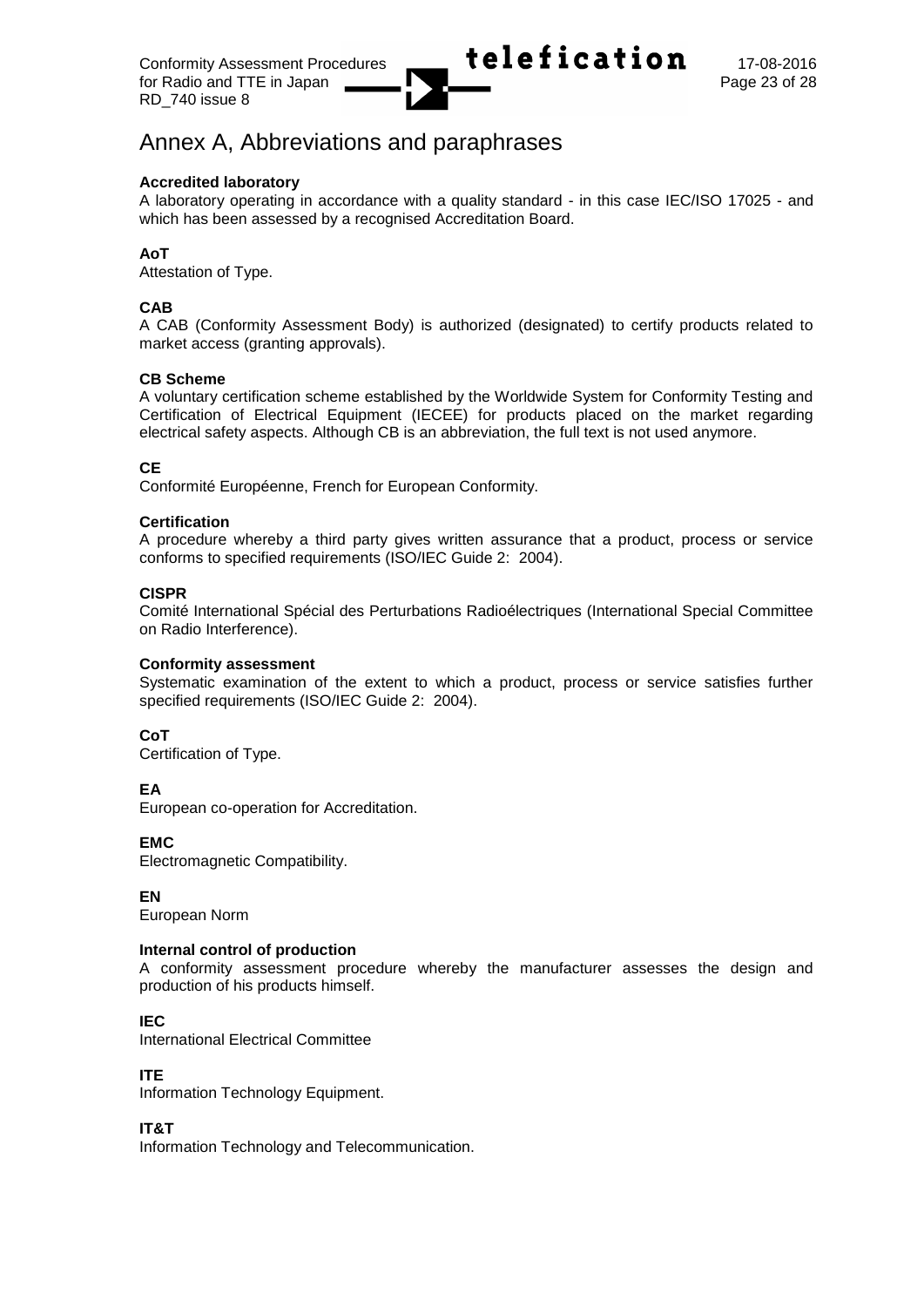# Annex A, Abbreviations and paraphrases

**Accredited laboratory**
A laboratory operating in accordance with a quality standard - in this case IEC/ISO 17025 - and which has been assessed by a recognised Accreditation Board.

**AoT**
Attestation of Type.

**CAB**
A CAB (Conformity Assessment Body) is authorized (designated) to certify products related to market access (granting approvals).

**CB Scheme**
A voluntary certification scheme established by the Worldwide System for Conformity Testing and Certification of Electrical Equipment (IECEE) for products placed on the market regarding electrical safety aspects. Although CB is an abbreviation, the full text is not used anymore.

**CE**
Conformité Européenne, French for European Conformity.

**Certification**
A procedure whereby a third party gives written assurance that a product, process or service conforms to specified requirements (ISO/IEC Guide 2: 2004).

**CISPR**
Comité International Spécial des Perturbations Radioélectriques (International Special Committee on Radio Interference).

**Conformity assessment**
Systematic examination of the extent to which a product, process or service satisfies further specified requirements (ISO/IEC Guide 2: 2004).

**CoT**
Certification of Type.

**EA**
European co-operation for Accreditation.

**EMC**
Electromagnetic Compatibility.

**EN**
European Norm

**Internal control of production**
A conformity assessment procedure whereby the manufacturer assesses the design and production of his products himself.

**IEC**
International Electrical Committee

**ITE**
Information Technology Equipment.

**IT&T**
Information Technology and Telecommunication.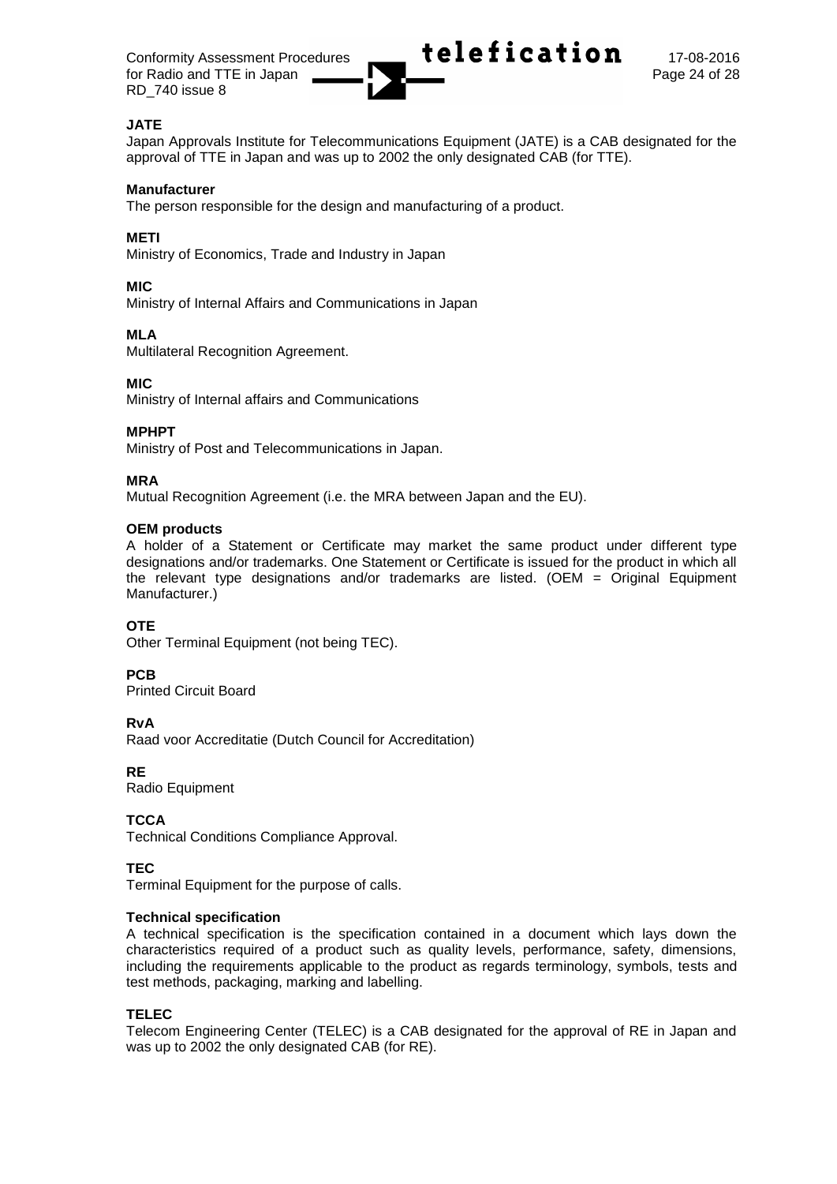**JATE**
Japan Approvals Institute for Telecommunications Equipment (JATE) is a CAB designated for the approval of TTE in Japan and was up to 2002 the only designated CAB (for TTE).

**Manufacturer**
The person responsible for the design and manufacturing of a product.

**METI**
Ministry of Economics, Trade and Industry in Japan

**MIC**
Ministry of Internal Affairs and Communications in Japan

**MLA**
Multilateral Recognition Agreement.

**MIC**
Ministry of Internal affairs and Communications

**MPHPT**
Ministry of Post and Telecommunications in Japan.

**MRA**
Mutual Recognition Agreement (i.e. the MRA between Japan and the EU).

**OEM products**
A holder of a Statement or Certificate may market the same product under different type designations and/or trademarks. One Statement or Certificate is issued for the product in which all the relevant type designations and/or trademarks are listed. (OEM = Original Equipment Manufacturer.)

**OTE**
Other Terminal Equipment (not being TEC).

**PCB**
Printed Circuit Board

**RvA**
Raad voor Accreditatie (Dutch Council for Accreditation)

**RE**
Radio Equipment

**TCCA**
Technical Conditions Compliance Approval.

**TEC**
Terminal Equipment for the purpose of calls.

**Technical specification**
A technical specification is the specification contained in a document which lays down the characteristics required of a product such as quality levels, performance, safety, dimensions, including the requirements applicable to the product as regards terminology, symbols, tests and test methods, packaging, marking and labelling.

**TELEC**
Telecom Engineering Center (TELEC) is a CAB designated for the approval of RE in Japan and was up to 2002 the only designated CAB (for RE).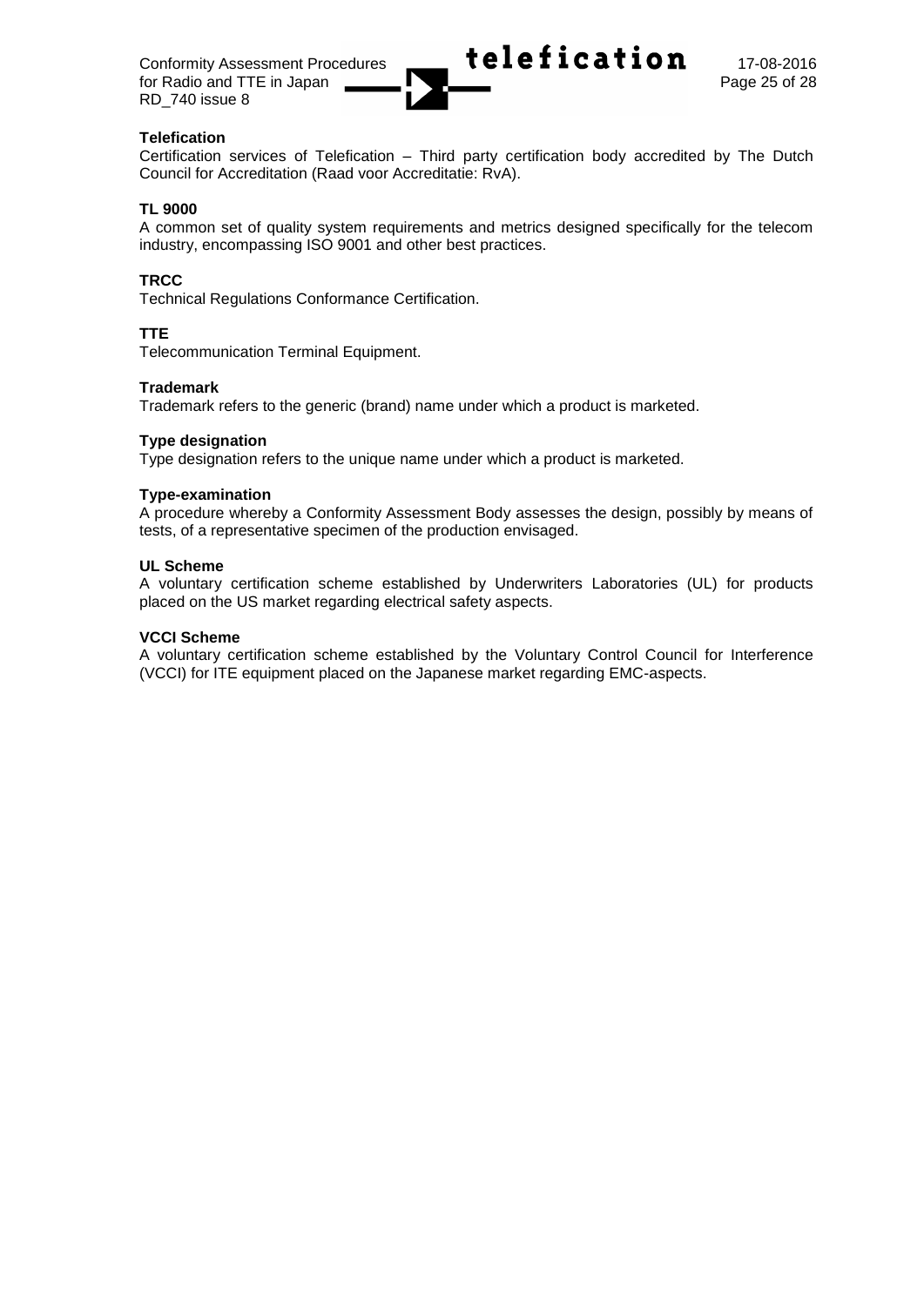**Telefication**
Certification services of Telefication – Third party certification body accredited by The Dutch Council for Accreditation (Raad voor Accreditatie: RvA).

**TL 9000**
A common set of quality system requirements and metrics designed specifically for the telecom industry, encompassing ISO 9001 and other best practices.

**TRCC**
Technical Regulations Conformance Certification.

**TTE**
Telecommunication Terminal Equipment.

**Trademark**
Trademark refers to the generic (brand) name under which a product is marketed.

**Type designation**
Type designation refers to the unique name under which a product is marketed.

**Type-examination**
A procedure whereby a Conformity Assessment Body assesses the design, possibly by means of tests, of a representative specimen of the production envisaged.

**UL Scheme**
A voluntary certification scheme established by Underwriters Laboratories (UL) for products placed on the US market regarding electrical safety aspects.

**VCCI Scheme**
A voluntary certification scheme established by the Voluntary Control Council for Interference (VCCI) for ITE equipment placed on the Japanese market regarding EMC-aspects.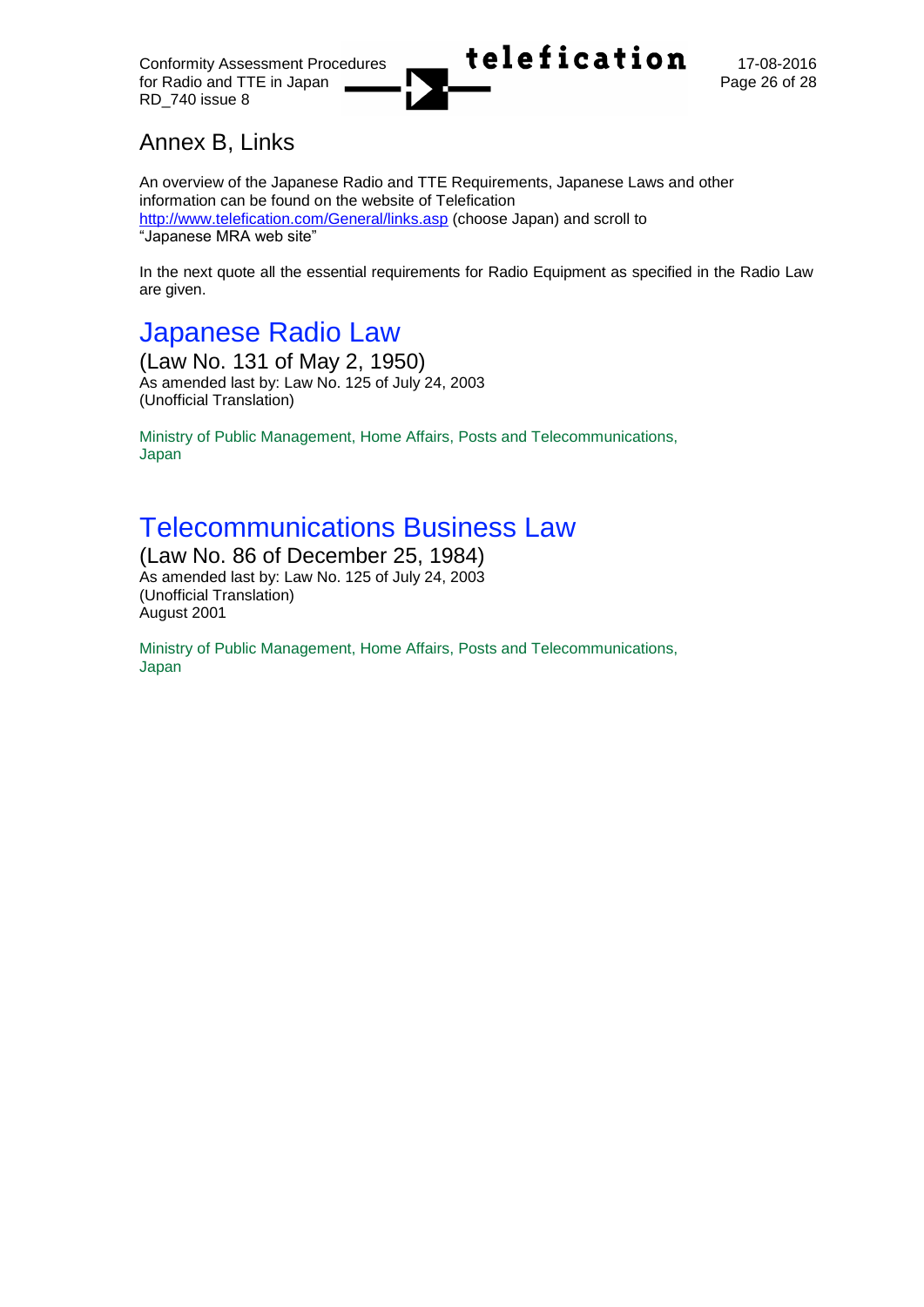# Annex B, Links

An overview of the Japanese Radio and TTE Requirements, Japanese Laws and other information can be found on the website of Telefication
[http://www.telefication.com/General/links.asp](http://www.telefication.com/General/links.asp) (choose Japan) and scroll to "Japanese MRA web site"

In the next quote all the essential requirements for Radio Equipment as specified in the Radio Law are given.

## Japanese Radio Law

(Law No. 131 of May 2, 1950)
As amended last by: Law No. 125 of July 24, 2003
(Unofficial Translation)

Ministry of Public Management, Home Affairs, Posts and Telecommunications, Japan

## Telecommunications Business Law

(Law No. 86 of December 25, 1984)
As amended last by: Law No. 125 of July 24, 2003
(Unofficial Translation)
August 2001

Ministry of Public Management, Home Affairs, Posts and Telecommunications, Japan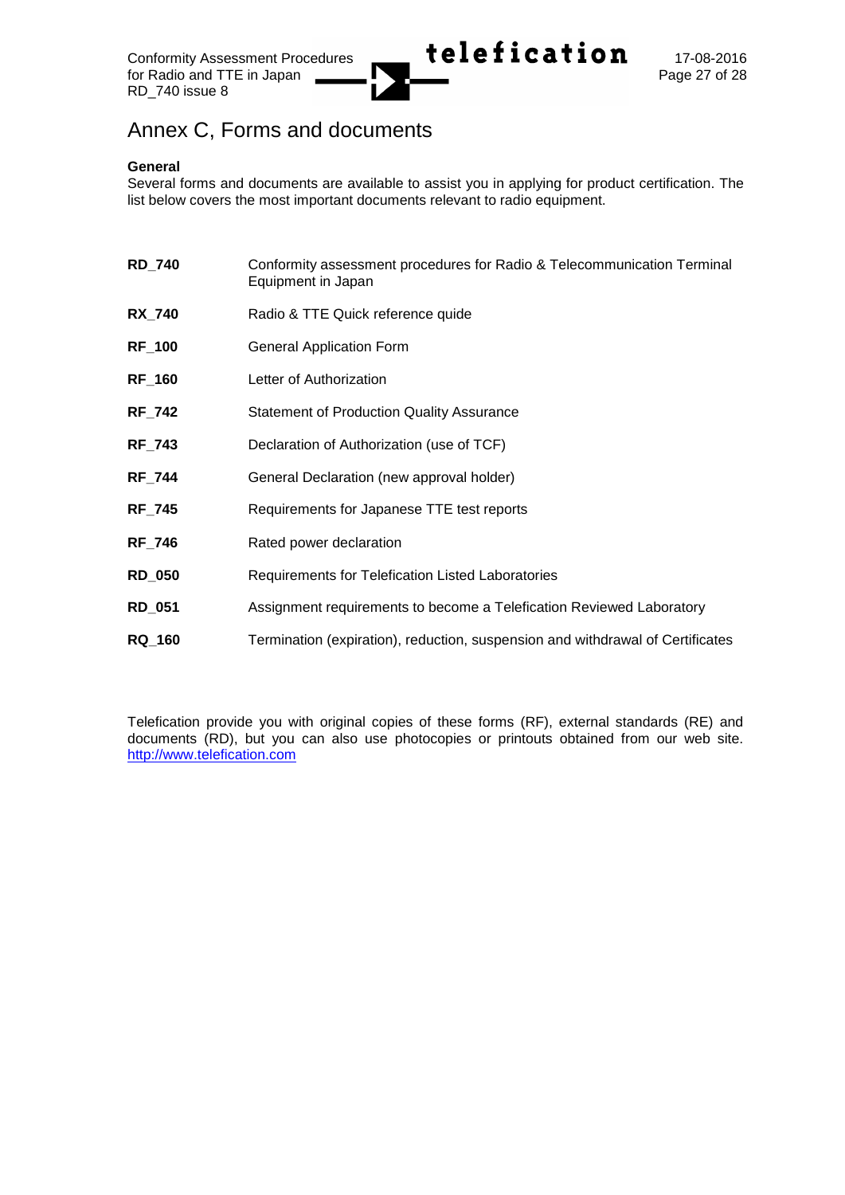# Annex C, Forms and documents

**General**

Several forms and documents are available to assist you in applying for product certification. The list below covers the most important documents relevant to radio equipment.

| | |
|---|---|
| **RD_740** | Conformity assessment procedures for Radio & Telecommunication Terminal Equipment in Japan |
| **RX_740** | Radio & TTE Quick reference quide |
| **RF_100** | General Application Form |
| **RF_160** | Letter of Authorization |
| **RF_742** | Statement of Production Quality Assurance |
| **RF_743** | Declaration of Authorization (use of TCF) |
| **RF_744** | General Declaration (new approval holder) |
| **RF_745** | Requirements for Japanese TTE test reports |
| **RF_746** | Rated power declaration |
| **RD_050** | Requirements for Telefication Listed Laboratories |
| **RD_051** | Assignment requirements to become a Telefication Reviewed Laboratory |
| **RQ_160** | Termination (expiration), reduction, suspension and withdrawal of Certificates |

Telefication provide you with original copies of these forms (RF), external standards (RE) and documents (RD), but you can also use photocopies or printouts obtained from our web site. http://www.telefication.com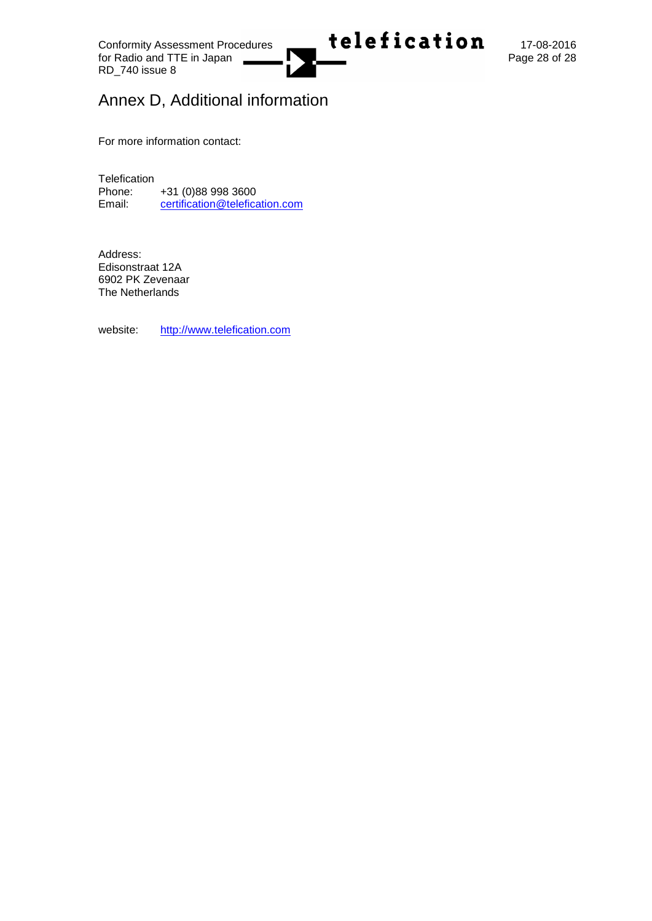# Annex D, Additional information

For more information contact:

Telefication
Phone: +31 (0)88 998 3600
Email: certification@telefication.com

Address:
Edisonstraat 12A
6902 PK Zevenaar
The Netherlands

website: http://www.telefication.com